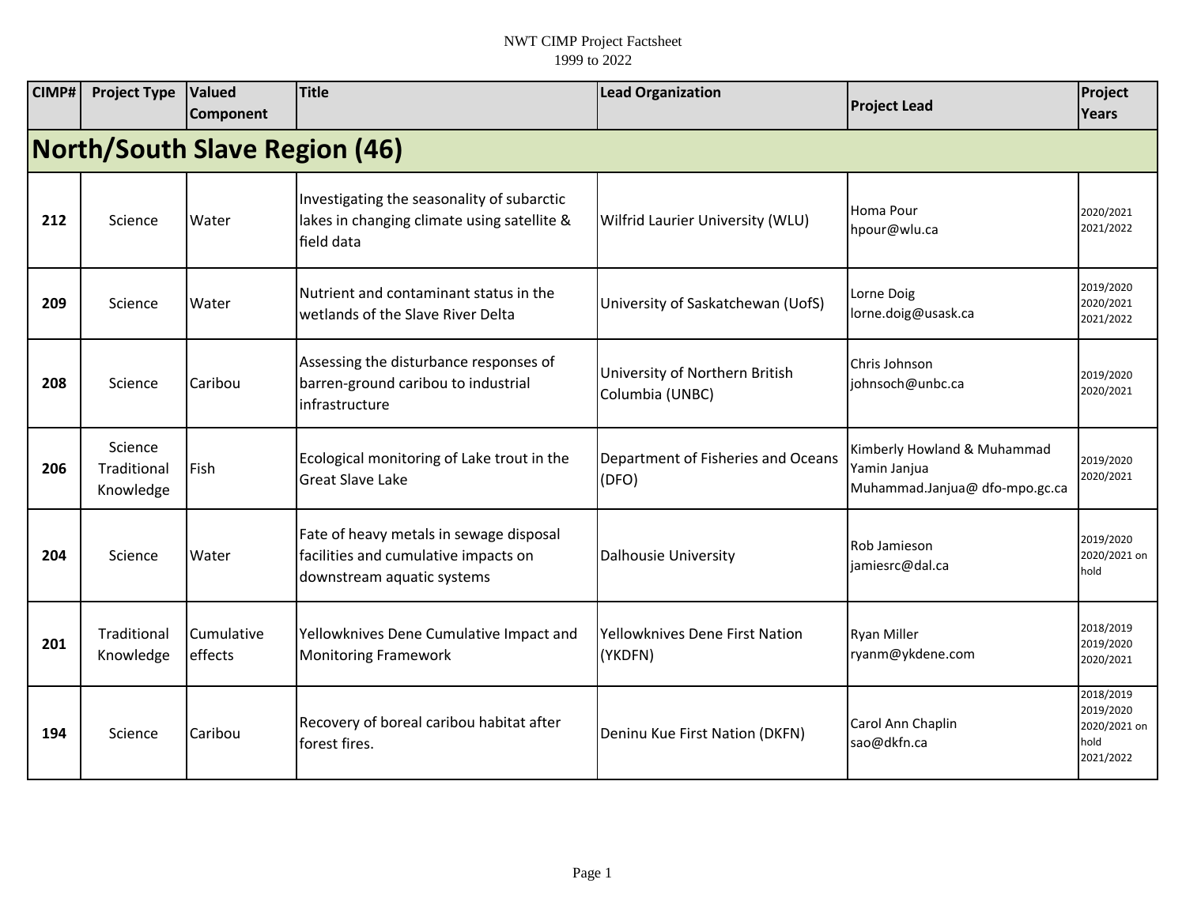NWT CIMP Project Factsheet
1999 to 2022

| CIMP# | Project Type | Valued Component | Title | Lead Organization | Project Lead | Project Years |
|---|---|---|---|---|---|---|
| **North/South Slave Region (46)** | | | | | | |
| **212** | Science | Water | Investigating the seasonality of subarctic lakes in changing climate using satellite & field data | Wilfrid Laurier University (WLU) | Homa Pour hpour@wlu.ca | 2020/2021 2021/2022 |
| **209** | Science | Water | Nutrient and contaminant status in the wetlands of the Slave River Delta | University of Saskatchewan (UofS) | Lorne Doig lorne.doig@usask.ca | 2019/2020 2020/2021 2021/2022 |
| **208** | Science | Caribou | Assessing the disturbance responses of barren-ground caribou to industrial infrastructure | University of Northern British Columbia (UNBC) | Chris Johnson johnsoch@unbc.ca | 2019/2020 2020/2021 |
| **206** | Science Traditional Knowledge | Fish | Ecological monitoring of Lake trout in the Great Slave Lake | Department of Fisheries and Oceans (DFO) | Kimberly Howland & Muhammad Yamin Janjua Muhammad.Janjua@ dfo-mpo.gc.ca | 2019/2020 2020/2021 |
| **204** | Science | Water | Fate of heavy metals in sewage disposal facilities and cumulative impacts on downstream aquatic systems | Dalhousie University | Rob Jamieson jamiesrc@dal.ca | 2019/2020 2020/2021 on hold |
| **201** | Traditional Knowledge | Cumulative effects | Yellowknives Dene Cumulative Impact and Monitoring Framework | Yellowknives Dene First Nation (YKDFN) | Ryan Miller ryanm@ykdene.com | 2018/2019 2019/2020 2020/2021 |
| **194** | Science | Caribou | Recovery of boreal caribou habitat after forest fires. | Deninu Kue First Nation (DKFN) | Carol Ann Chaplin sao@dkfn.ca | 2018/2019 2019/2020 2020/2021 on hold 2021/2022 |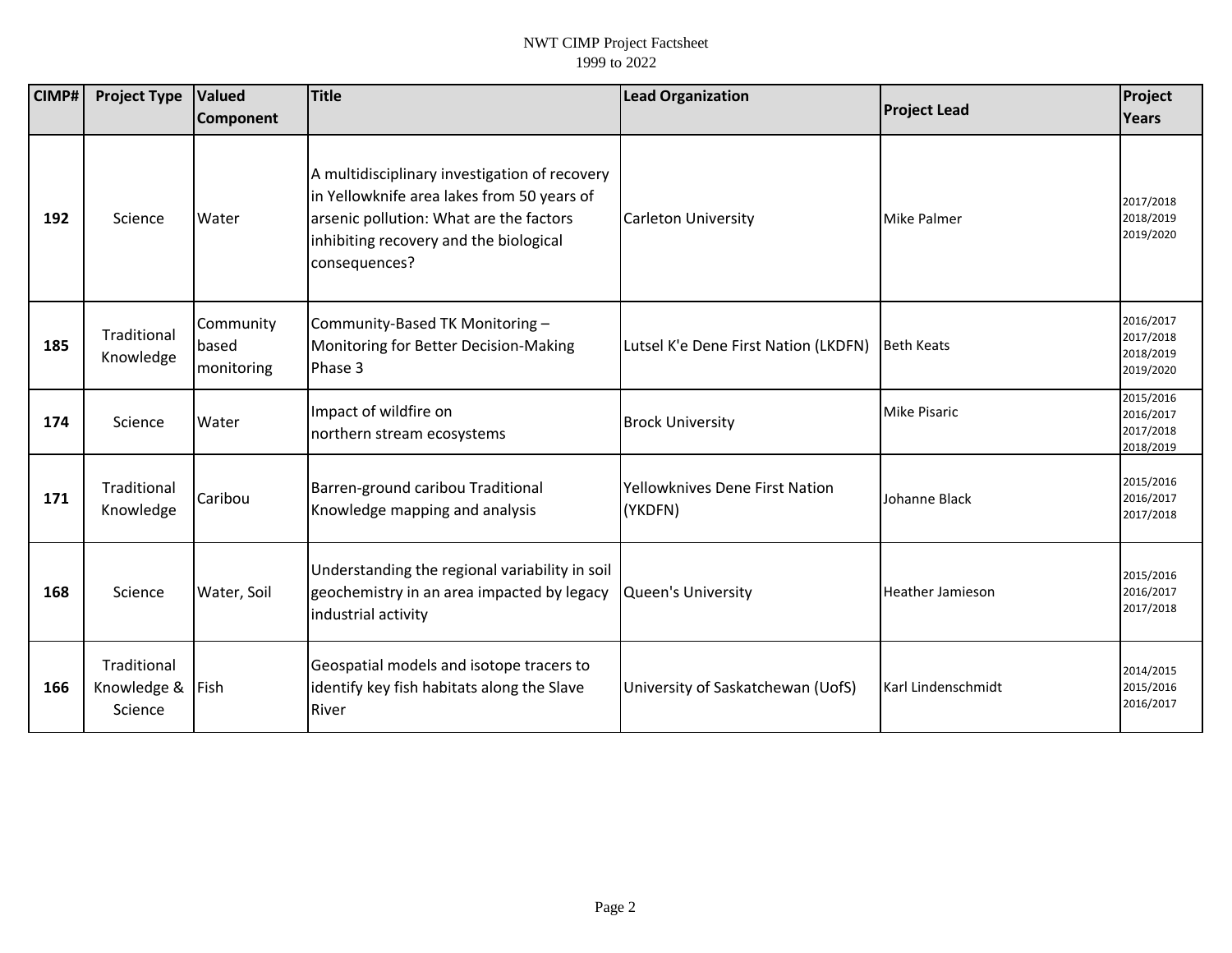| CIMP# | Project Type | Valued Component | Title | Lead Organization | Project Lead | Project Years |
|---|---|---|---|---|---|---|
| 192 | Science | Water | A multidisciplinary investigation of recovery in Yellowknife area lakes from 50 years of arsenic pollution: What are the factors inhibiting recovery and the biological consequences? | Carleton University | Mike Palmer | 2017/2018 2018/2019 2019/2020 |
| 185 | Traditional Knowledge | Community based monitoring | Community-Based TK Monitoring – Monitoring for Better Decision-Making Phase 3 | Lutsel K'e Dene First Nation (LKDFN) | Beth Keats | 2016/2017 2017/2018 2018/2019 2019/2020 |
| 174 | Science | Water | Impact of wildfire on northern stream ecosystems | Brock University | Mike Pisaric | 2015/2016 2016/2017 2017/2018 2018/2019 |
| 171 | Traditional Knowledge | Caribou | Barren-ground caribou Traditional Knowledge mapping and analysis | Yellowknives Dene First Nation (YKDFN) | Johanne Black | 2015/2016 2016/2017 2017/2018 |
| 168 | Science | Water, Soil | Understanding the regional variability in soil geochemistry in an area impacted by legacy industrial activity | Queen's University | Heather Jamieson | 2015/2016 2016/2017 2017/2018 |
| 166 | Traditional Knowledge & Science | Fish | Geospatial models and isotope tracers to identify key fish habitats along the Slave River | University of Saskatchewan (UofS) | Karl Lindenschmidt | 2014/2015 2015/2016 2016/2017 |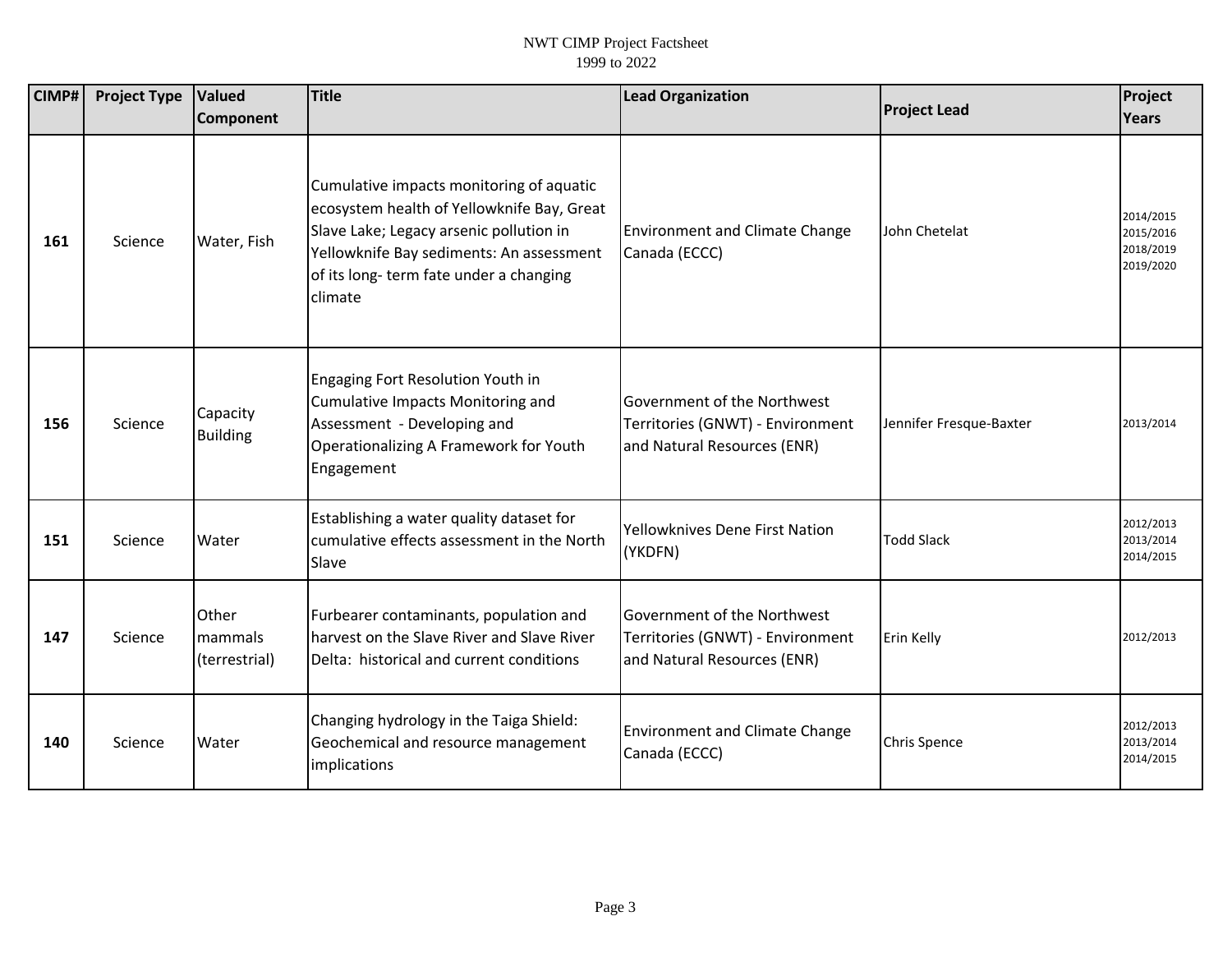| CIMP# | Project Type | Valued Component | Title | Lead Organization | Project Lead | Project Years |
|---|---|---|---|---|---|---|
| 161 | Science | Water, Fish | Cumulative impacts monitoring of aquatic ecosystem health of Yellowknife Bay, Great Slave Lake; Legacy arsenic pollution in Yellowknife Bay sediments: An assessment of its long- term fate under a changing climate | Environment and Climate Change Canada (ECCC) | John Chetelat | 2014/2015 2015/2016 2018/2019 2019/2020 |
| 156 | Science | Capacity Building | Engaging Fort Resolution Youth in Cumulative Impacts Monitoring and Assessment - Developing and Operationalizing A Framework for Youth Engagement | Government of the Northwest Territories (GNWT) - Environment and Natural Resources (ENR) | Jennifer Fresque-Baxter | 2013/2014 |
| 151 | Science | Water | Establishing a water quality dataset for cumulative effects assessment in the North Slave | Yellowknives Dene First Nation (YKDFN) | Todd Slack | 2012/2013 2013/2014 2014/2015 |
| 147 | Science | Other mammals (terrestrial) | Furbearer contaminants, population and harvest on the Slave River and Slave River Delta: historical and current conditions | Government of the Northwest Territories (GNWT) - Environment and Natural Resources (ENR) | Erin Kelly | 2012/2013 |
| 140 | Science | Water | Changing hydrology in the Taiga Shield: Geochemical and resource management implications | Environment and Climate Change Canada (ECCC) | Chris Spence | 2012/2013 2013/2014 2014/2015 |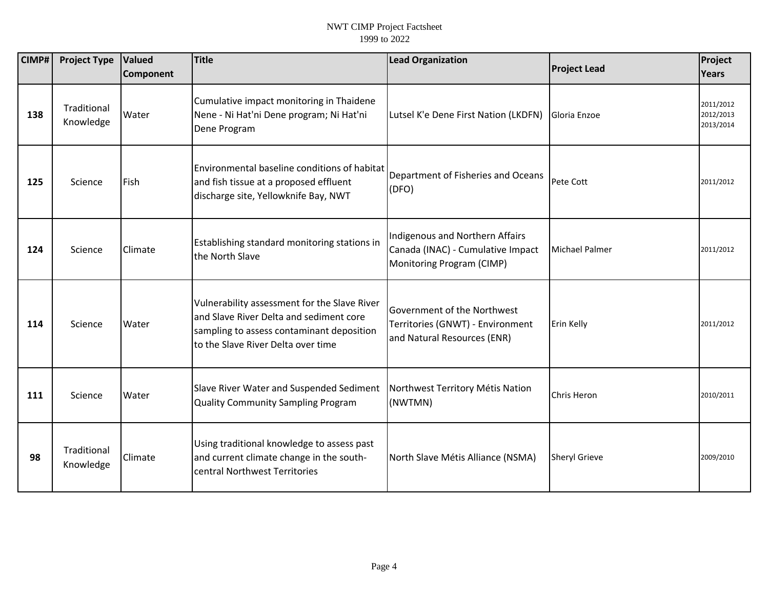| CIMP# | Project Type | Valued Component | Title | Lead Organization | Project Lead | Project Years |
|---|---|---|---|---|---|---|
| 138 | Traditional Knowledge | Water | Cumulative impact monitoring in Thaidene Nene - Ni Hat'ni Dene program; Ni Hat'ni Dene Program | Lutsel K'e Dene First Nation (LKDFN) | Gloria Enzoe | 2011/2012 2012/2013 2013/2014 |
| 125 | Science | Fish | Environmental baseline conditions of habitat and fish tissue at a proposed effluent discharge site, Yellowknife Bay, NWT | Department of Fisheries and Oceans (DFO) | Pete Cott | 2011/2012 |
| 124 | Science | Climate | Establishing standard monitoring stations in the North Slave | Indigenous and Northern Affairs Canada (INAC) - Cumulative Impact Monitoring Program (CIMP) | Michael Palmer | 2011/2012 |
| 114 | Science | Water | Vulnerability assessment for the Slave River and Slave River Delta and sediment core sampling to assess contaminant deposition to the Slave River Delta over time | Government of the Northwest Territories (GNWT) - Environment and Natural Resources (ENR) | Erin Kelly | 2011/2012 |
| 111 | Science | Water | Slave River Water and Suspended Sediment Quality Community Sampling Program | Northwest Territory Métis Nation (NWTMN) | Chris Heron | 2010/2011 |
| 98 | Traditional Knowledge | Climate | Using traditional knowledge to assess past and current climate change in the south-central Northwest Territories | North Slave Métis Alliance (NSMA) | Sheryl Grieve | 2009/2010 |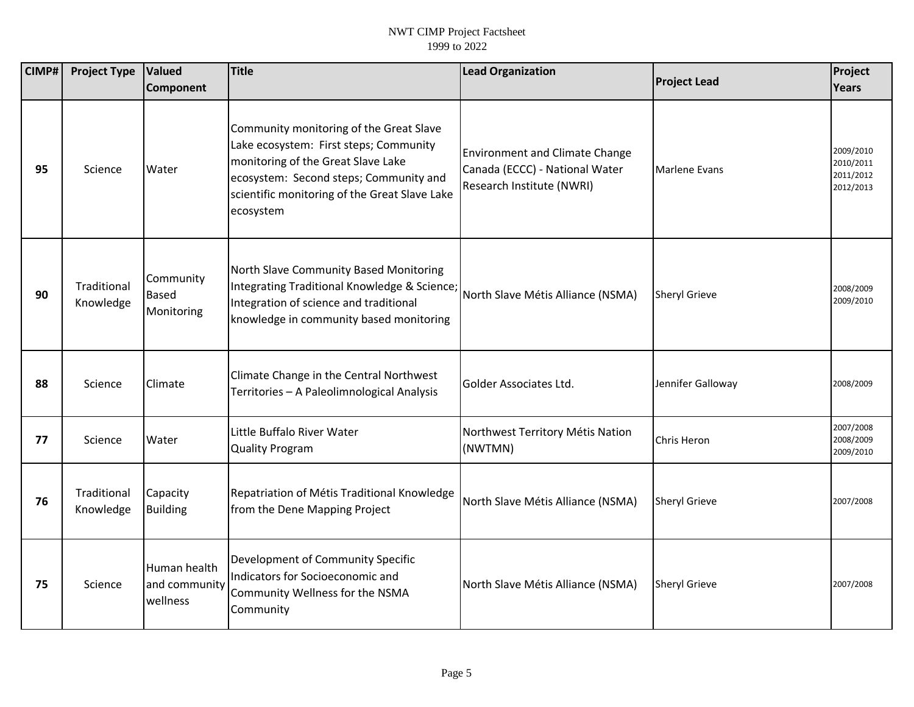| CIMP# | Project Type | Valued Component | Title | Lead Organization | Project Lead | Project Years |
|---|---|---|---|---|---|---|
| 95 | Science | Water | Community monitoring of the Great Slave Lake ecosystem: First steps; Community monitoring of the Great Slave Lake ecosystem: Second steps; Community and scientific monitoring of the Great Slave Lake ecosystem | Environment and Climate Change Canada (ECCC) - National Water Research Institute (NWRI) | Marlene Evans | 2009/2010 2010/2011 2011/2012 2012/2013 |
| 90 | Traditional Knowledge | Community Based Monitoring | North Slave Community Based Monitoring Integrating Traditional Knowledge & Science; Integration of science and traditional knowledge in community based monitoring | North Slave Métis Alliance (NSMA) | Sheryl Grieve | 2008/2009 2009/2010 |
| 88 | Science | Climate | Climate Change in the Central Northwest Territories – A Paleolimnological Analysis | Golder Associates Ltd. | Jennifer Galloway | 2008/2009 |
| 77 | Science | Water | Little Buffalo River Water Quality Program | Northwest Territory Métis Nation (NWTMN) | Chris Heron | 2007/2008 2008/2009 2009/2010 |
| 76 | Traditional Knowledge | Capacity Building | Repatriation of Métis Traditional Knowledge from the Dene Mapping Project | North Slave Métis Alliance (NSMA) | Sheryl Grieve | 2007/2008 |
| 75 | Science | Human health and community wellness | Development of Community Specific Indicators for Socioeconomic and Community Wellness for the NSMA Community | North Slave Métis Alliance (NSMA) | Sheryl Grieve | 2007/2008 |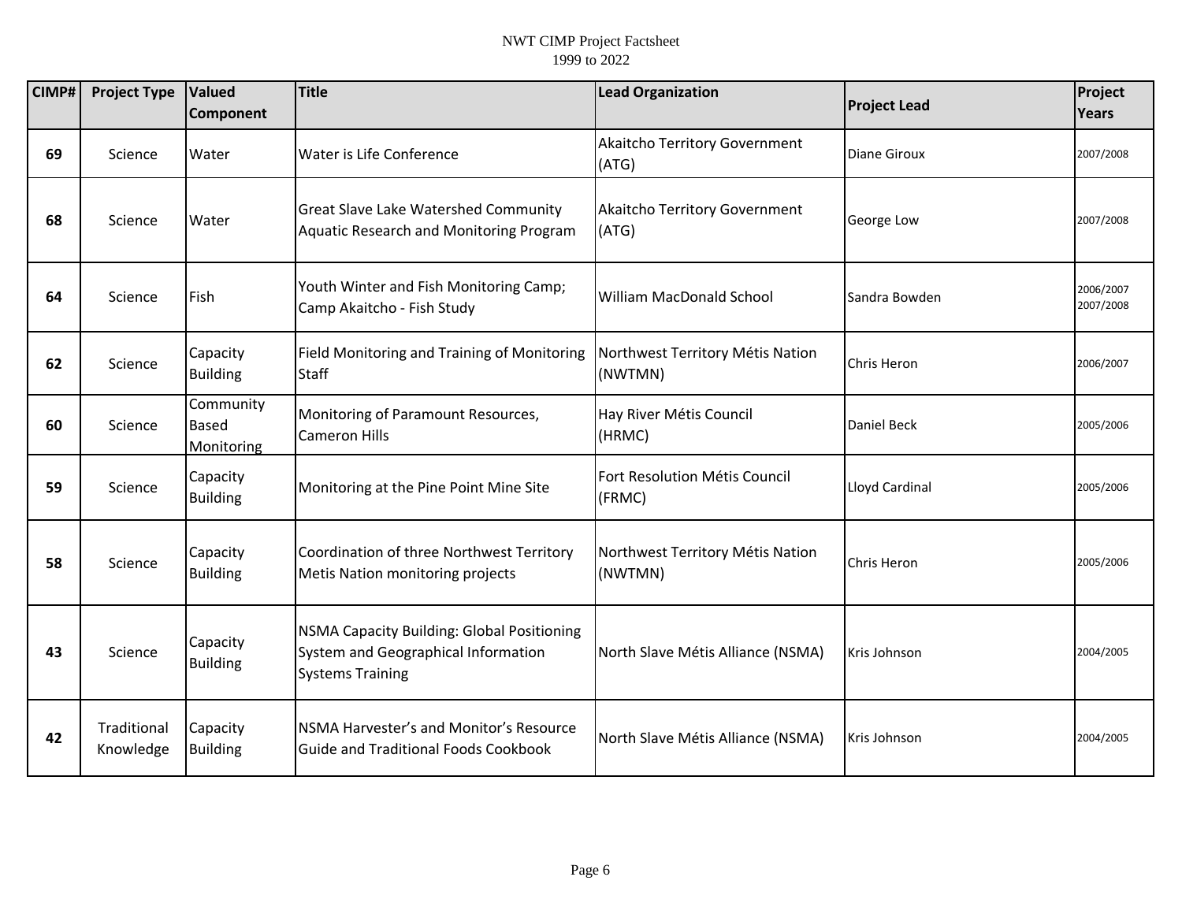| CIMP# | Project Type | Valued Component | Title | Lead Organization | Project Lead | Project Years |
|---|---|---|---|---|---|---|
| 69 | Science | Water | Water is Life Conference | Akaitcho Territory Government (ATG) | Diane Giroux | 2007/2008 |
| 68 | Science | Water | Great Slave Lake Watershed Community Aquatic Research and Monitoring Program | Akaitcho Territory Government (ATG) | George Low | 2007/2008 |
| 64 | Science | Fish | Youth Winter and Fish Monitoring Camp; Camp Akaitcho - Fish Study | William MacDonald School | Sandra Bowden | 2006/2007 2007/2008 |
| 62 | Science | Capacity Building | Field Monitoring and Training of Monitoring Staff | Northwest Territory Métis Nation (NWTMN) | Chris Heron | 2006/2007 |
| 60 | Science | Community Based Monitoring | Monitoring of Paramount Resources, Cameron Hills | Hay River Métis Council (HRMC) | Daniel Beck | 2005/2006 |
| 59 | Science | Capacity Building | Monitoring at the Pine Point Mine Site | Fort Resolution Métis Council (FRMC) | Lloyd Cardinal | 2005/2006 |
| 58 | Science | Capacity Building | Coordination of three Northwest Territory Metis Nation monitoring projects | Northwest Territory Métis Nation (NWTMN) | Chris Heron | 2005/2006 |
| 43 | Science | Capacity Building | NSMA Capacity Building: Global Positioning System and Geographical Information Systems Training | North Slave Métis Alliance (NSMA) | Kris Johnson | 2004/2005 |
| 42 | Traditional Knowledge | Capacity Building | NSMA Harvester's and Monitor's Resource Guide and Traditional Foods Cookbook | North Slave Métis Alliance (NSMA) | Kris Johnson | 2004/2005 |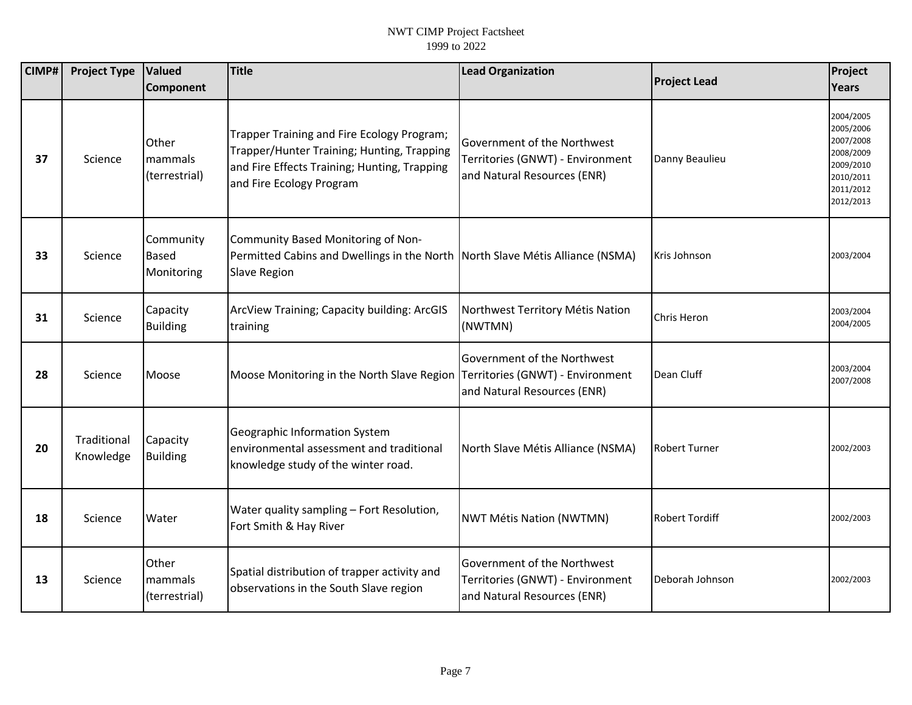| CIMP# | Project Type | Valued Component | Title | Lead Organization | Project Lead | Project Years |
|---|---|---|---|---|---|---|
| 37 | Science | Other mammals (terrestrial) | Trapper Training and Fire Ecology Program; Trapper/Hunter Training; Hunting, Trapping and Fire Effects Training; Hunting, Trapping and Fire Ecology Program | Government of the Northwest Territories (GNWT) - Environment and Natural Resources (ENR) | Danny Beaulieu | 2004/2005 2005/2006 2007/2008 2008/2009 2009/2010 2010/2011 2011/2012 2012/2013 |
| 33 | Science | Community Based Monitoring | Community Based Monitoring of Non-Permitted Cabins and Dwellings in the North Slave Region | North Slave Métis Alliance (NSMA) | Kris Johnson | 2003/2004 |
| 31 | Science | Capacity Building | ArcView Training; Capacity building: ArcGIS training | Northwest Territory Métis Nation (NWTMN) | Chris Heron | 2003/2004 2004/2005 |
| 28 | Science | Moose | Moose Monitoring in the North Slave Region | Government of the Northwest Territories (GNWT) - Environment and Natural Resources (ENR) | Dean Cluff | 2003/2004 2007/2008 |
| 20 | Traditional Knowledge | Capacity Building | Geographic Information System environmental assessment and traditional knowledge study of the winter road. | North Slave Métis Alliance (NSMA) | Robert Turner | 2002/2003 |
| 18 | Science | Water | Water quality sampling – Fort Resolution, Fort Smith & Hay River | NWT Métis Nation (NWTMN) | Robert Tordiff | 2002/2003 |
| 13 | Science | Other mammals (terrestrial) | Spatial distribution of trapper activity and observations in the South Slave region | Government of the Northwest Territories (GNWT) - Environment and Natural Resources (ENR) | Deborah Johnson | 2002/2003 |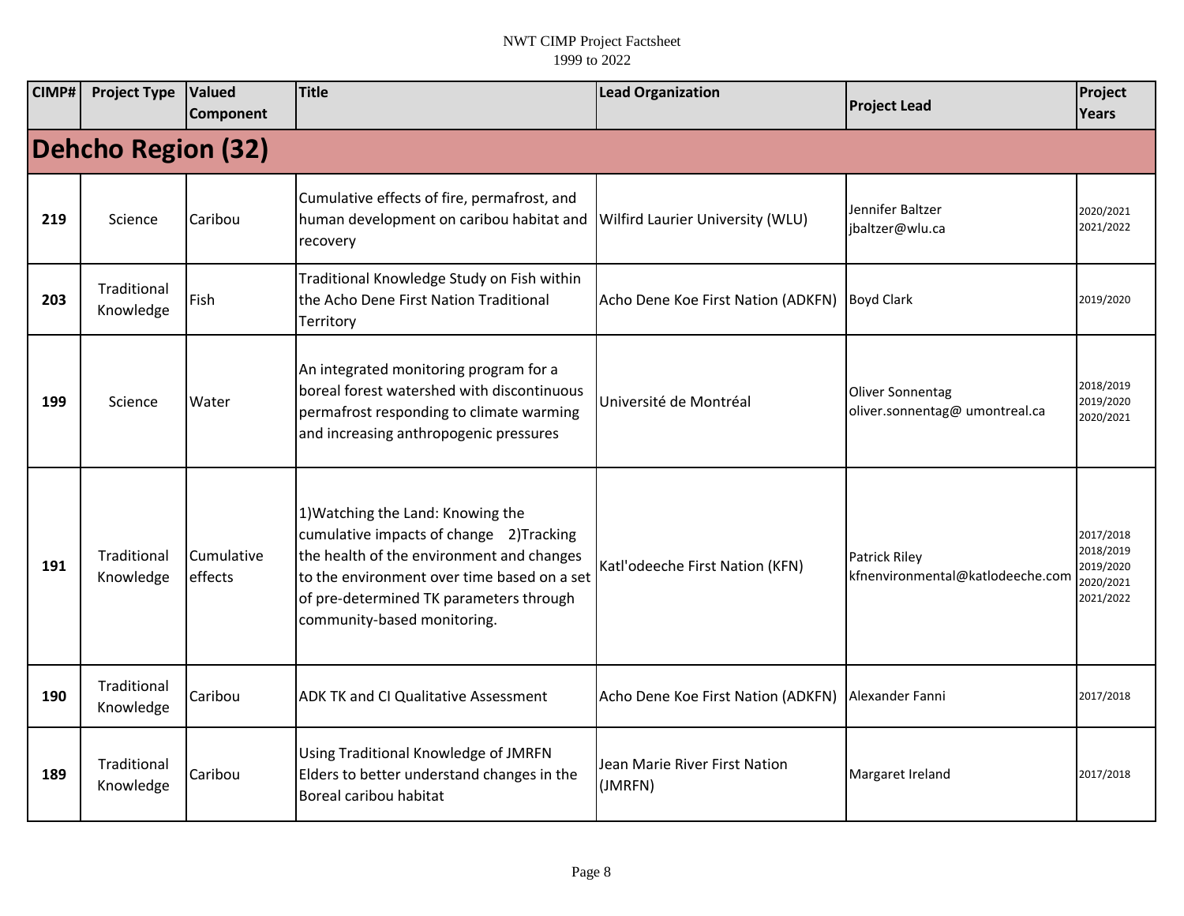| CIMP# | Project Type | Valued Component | Title | Lead Organization | Project Lead | Project Years |
|---|---|---|---|---|---|---|
| **Dehcho Region (32)** | | | | | | |
| 219 | Science | Caribou | Cumulative effects of fire, permafrost, and human development on caribou habitat and recovery | Wilfird Laurier University (WLU) | Jennifer Baltzer jbaltzer@wlu.ca | 2020/2021 2021/2022 |
| 203 | Traditional Knowledge | Fish | Traditional Knowledge Study on Fish within the Acho Dene First Nation Traditional Territory | Acho Dene Koe First Nation (ADKFN) | Boyd Clark | 2019/2020 |
| 199 | Science | Water | An integrated monitoring program for a boreal forest watershed with discontinuous permafrost responding to climate warming and increasing anthropogenic pressures | Université de Montréal | Oliver Sonnentag oliver.sonnentag@ umontreal.ca | 2018/2019 2019/2020 2020/2021 |
| 191 | Traditional Knowledge | Cumulative effects | 1)Watching the Land: Knowing the cumulative impacts of change 2)Tracking the health of the environment and changes to the environment over time based on a set of pre-determined TK parameters through community-based monitoring. | Katl'odeeche First Nation (KFN) | Patrick Riley kfnenvironmental@katlodeeche.com | 2017/2018 2018/2019 2019/2020 2020/2021 2021/2022 |
| 190 | Traditional Knowledge | Caribou | ADK TK and CI Qualitative Assessment | Acho Dene Koe First Nation (ADKFN) | Alexander Fanni | 2017/2018 |
| 189 | Traditional Knowledge | Caribou | Using Traditional Knowledge of JMRFN Elders to better understand changes in the Boreal caribou habitat | Jean Marie River First Nation (JMRFN) | Margaret Ireland | 2017/2018 |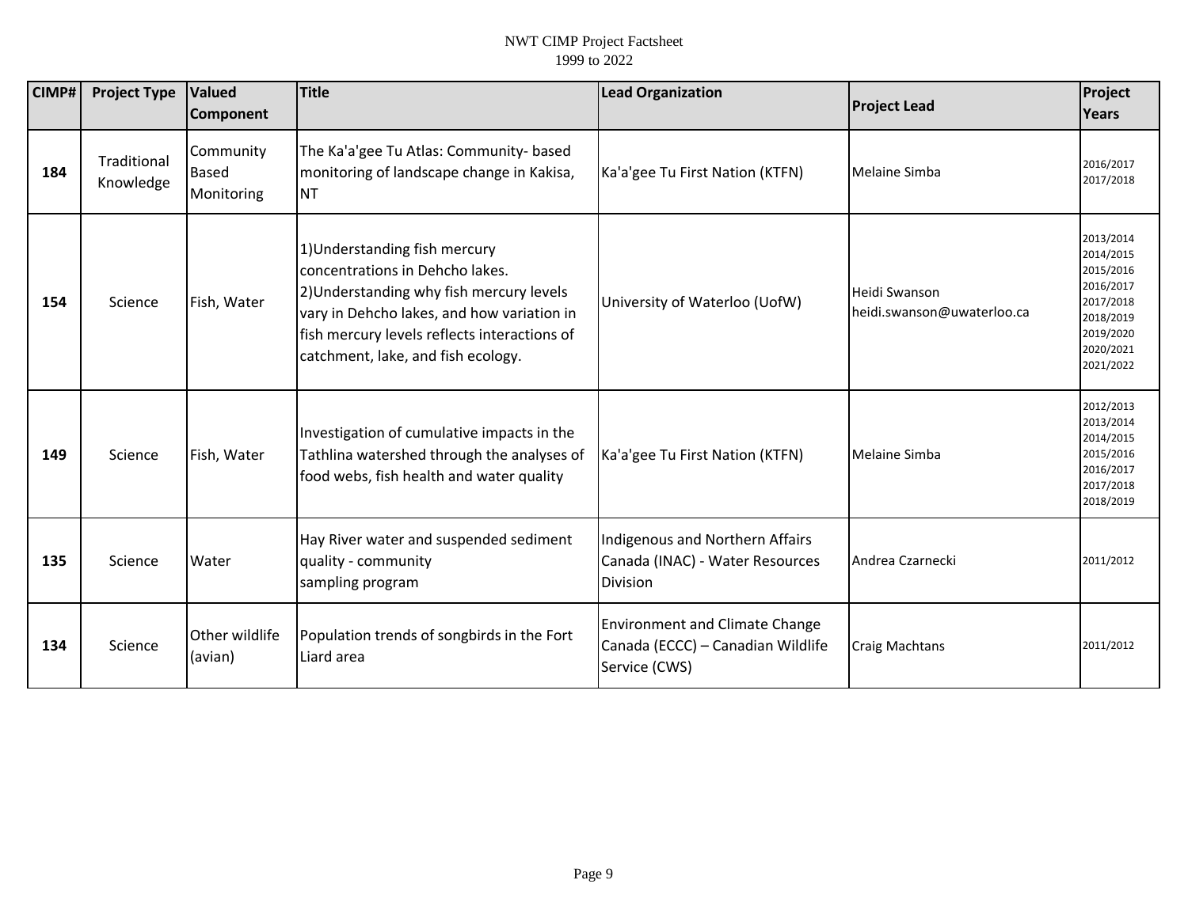| CIMP# | Project Type | Valued Component | Title | Lead Organization | Project Lead | Project Years |
|---|---|---|---|---|---|---|
| 184 | Traditional Knowledge | Community Based Monitoring | The Ka'a'gee Tu Atlas: Community- based monitoring of landscape change in Kakisa, NT | Ka'a'gee Tu First Nation (KTFN) | Melaine Simba | 2016/2017 2017/2018 |
| 154 | Science | Fish, Water | 1)Understanding fish mercury concentrations in Dehcho lakes. 2)Understanding why fish mercury levels vary in Dehcho lakes, and how variation in fish mercury levels reflects interactions of catchment, lake, and fish ecology. | University of Waterloo (UofW) | Heidi Swanson heidi.swanson@uwaterloo.ca | 2013/2014 2014/2015 2015/2016 2016/2017 2017/2018 2018/2019 2019/2020 2020/2021 2021/2022 |
| 149 | Science | Fish, Water | Investigation of cumulative impacts in the Tathlina watershed through the analyses of food webs, fish health and water quality | Ka'a'gee Tu First Nation (KTFN) | Melaine Simba | 2012/2013 2013/2014 2014/2015 2015/2016 2016/2017 2017/2018 2018/2019 |
| 135 | Science | Water | Hay River water and suspended sediment quality - community sampling program | Indigenous and Northern Affairs Canada (INAC) - Water Resources Division | Andrea Czarnecki | 2011/2012 |
| 134 | Science | Other wildlife (avian) | Population trends of songbirds in the Fort Liard area | Environment and Climate Change Canada (ECCC) – Canadian Wildlife Service (CWS) | Craig Machtans | 2011/2012 |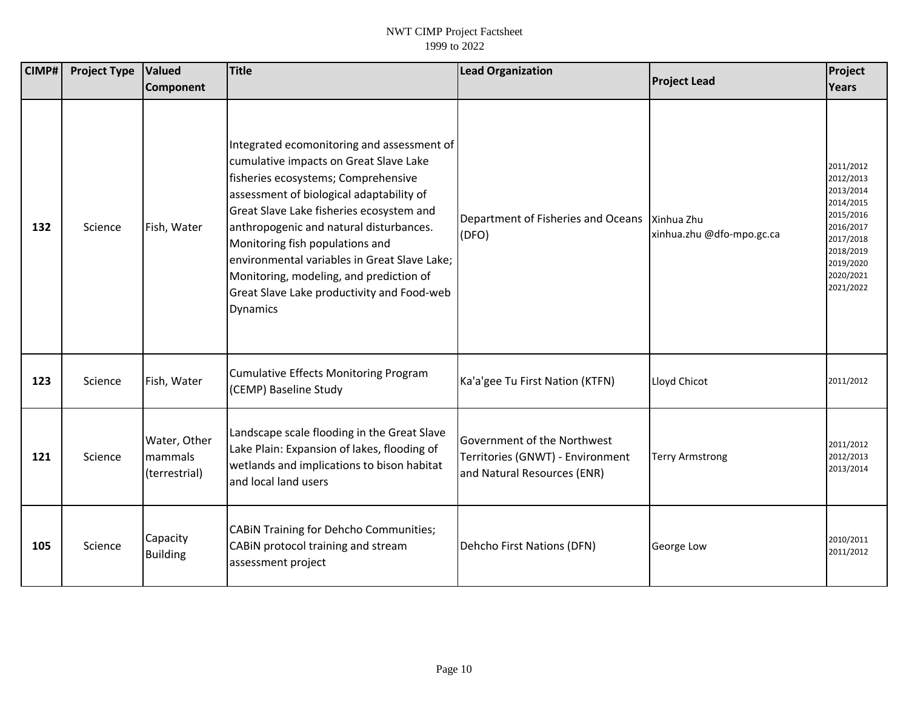| CIMP# | Project Type | Valued Component | Title | Lead Organization | Project Lead | Project Years |
| --- | --- | --- | --- | --- | --- | --- |
| **132** | Science | Fish, Water | Integrated ecomonitoring and assessment of cumulative impacts on Great Slave Lake fisheries ecosystems; Comprehensive assessment of biological adaptability of Great Slave Lake fisheries ecosystem and anthropogenic and natural disturbances. Monitoring fish populations and environmental variables in Great Slave Lake; Monitoring, modeling, and prediction of Great Slave Lake productivity and Food-web Dynamics | Department of Fisheries and Oceans (DFO) | Xinhua Zhu xinhua.zhu @dfo-mpo.gc.ca | 2011/2012 2012/2013 2013/2014 2014/2015 2015/2016 2016/2017 2017/2018 2018/2019 2019/2020 2020/2021 2021/2022 |
| **123** | Science | Fish, Water | Cumulative Effects Monitoring Program (CEMP) Baseline Study | Ka'a'gee Tu First Nation (KTFN) | Lloyd Chicot | 2011/2012 |
| **121** | Science | Water, Other mammals (terrestrial) | Landscape scale flooding in the Great Slave Lake Plain: Expansion of lakes, flooding of wetlands and implications to bison habitat and local land users | Government of the Northwest Territories (GNWT) - Environment and Natural Resources (ENR) | Terry Armstrong | 2011/2012 2012/2013 2013/2014 |
| **105** | Science | Capacity Building | CABiN Training for Dehcho Communities; CABiN protocol training and stream assessment project | Dehcho First Nations (DFN) | George Low | 2010/2011 2011/2012 |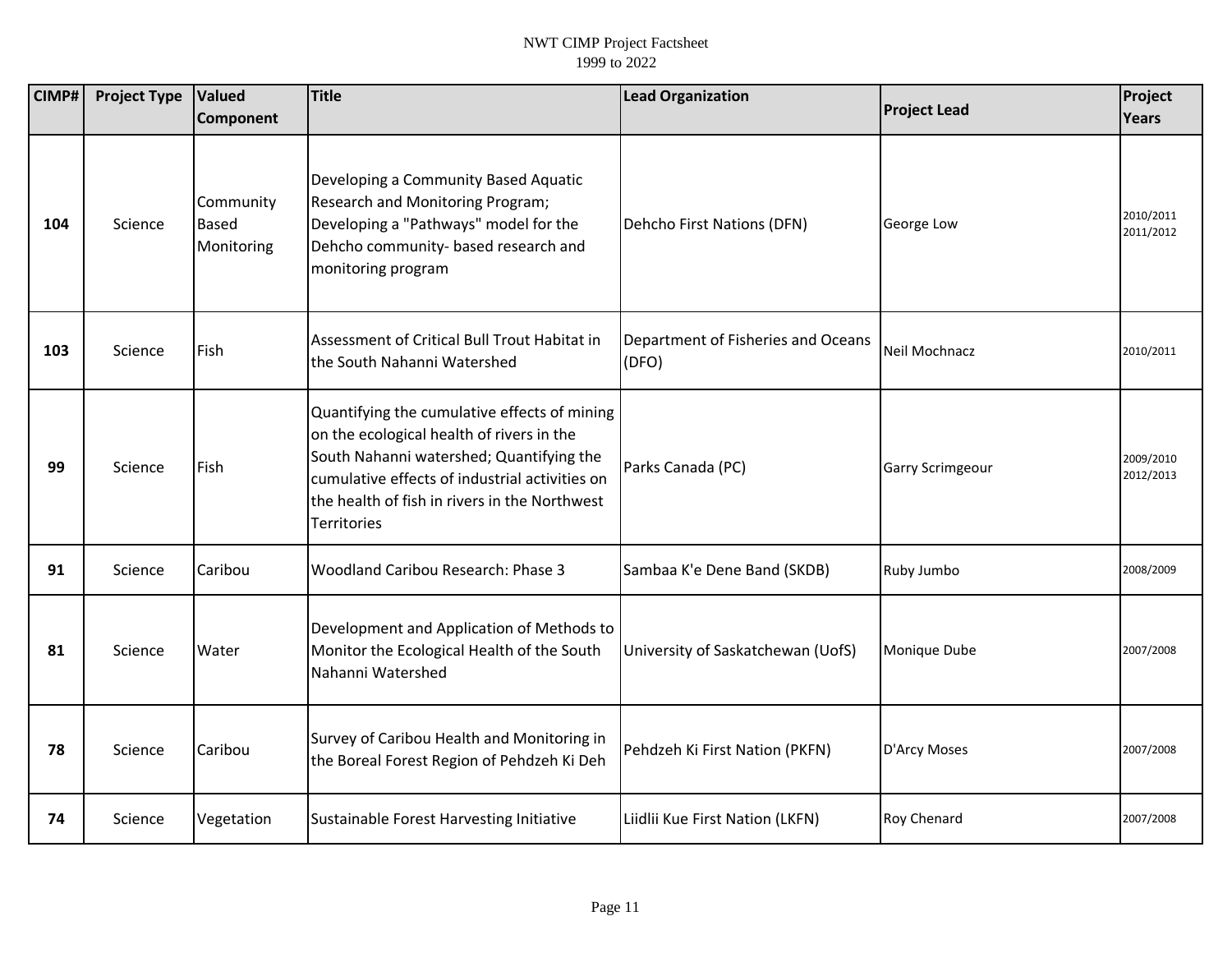| CIMP# | Project Type | Valued Component | Title | Lead Organization | Project Lead | Project Years |
|---|---|---|---|---|---|---|
| **104** | Science | Community Based Monitoring | Developing a Community Based Aquatic Research and Monitoring Program; Developing a "Pathways" model for the Dehcho community- based research and monitoring program | Dehcho First Nations (DFN) | George Low | 2010/2011 2011/2012 |
| **103** | Science | Fish | Assessment of Critical Bull Trout Habitat in the South Nahanni Watershed | Department of Fisheries and Oceans (DFO) | Neil Mochnacz | 2010/2011 |
| **99** | Science | Fish | Quantifying the cumulative effects of mining on the ecological health of rivers in the South Nahanni watershed; Quantifying the cumulative effects of industrial activities on the health of fish in rivers in the Northwest Territories | Parks Canada (PC) | Garry Scrimgeour | 2009/2010 2012/2013 |
| **91** | Science | Caribou | Woodland Caribou Research: Phase 3 | Sambaa K'e Dene Band (SKDB) | Ruby Jumbo | 2008/2009 |
| **81** | Science | Water | Development and Application of Methods to Monitor the Ecological Health of the South Nahanni Watershed | University of Saskatchewan (UofS) | Monique Dube | 2007/2008 |
| **78** | Science | Caribou | Survey of Caribou Health and Monitoring in the Boreal Forest Region of Pehdzeh Ki Deh | Pehdzeh Ki First Nation (PKFN) | D'Arcy Moses | 2007/2008 |
| **74** | Science | Vegetation | Sustainable Forest Harvesting Initiative | Liidlii Kue First Nation (LKFN) | Roy Chenard | 2007/2008 |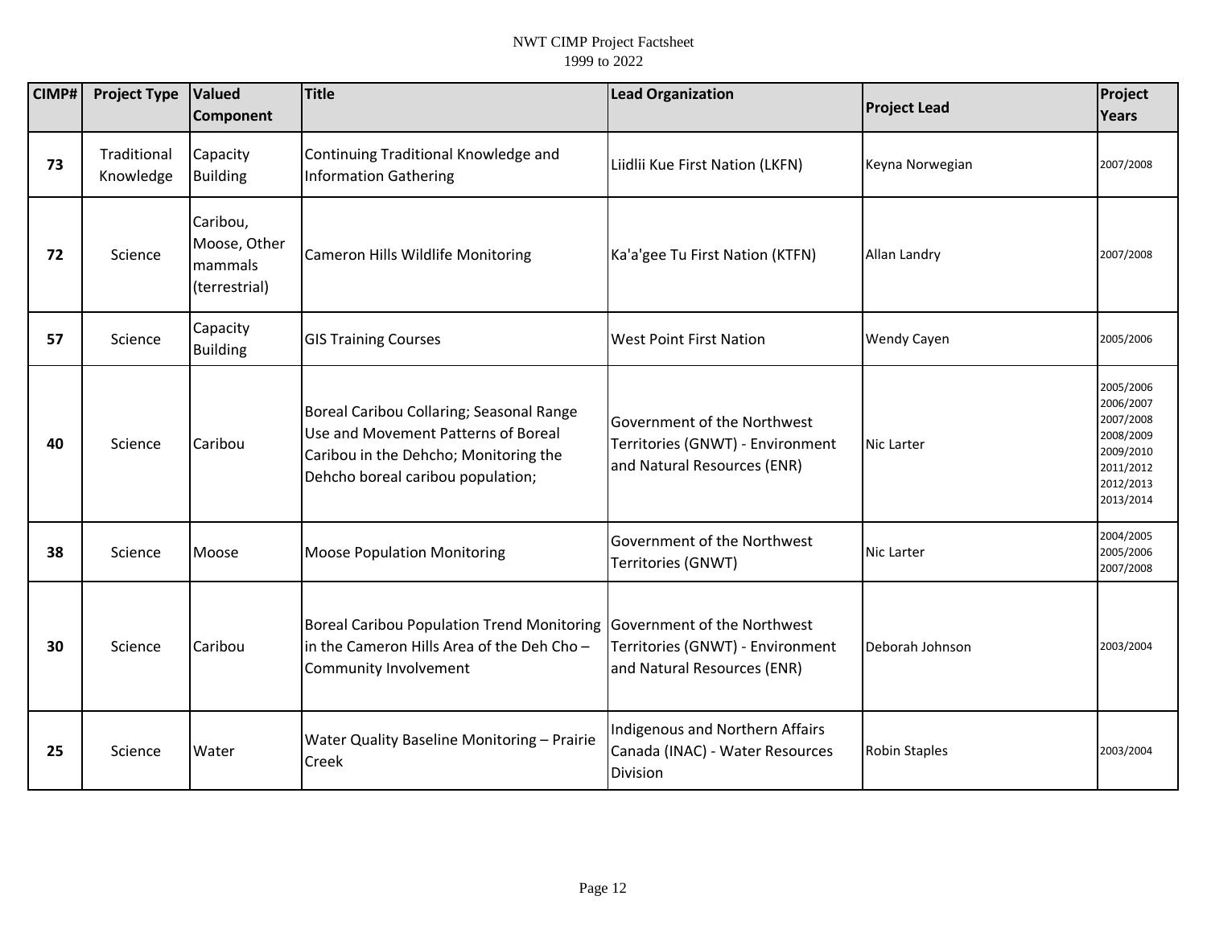| CIMP# | Project Type | Valued Component | Title | Lead Organization | Project Lead | Project Years |
|---|---|---|---|---|---|---|
| 73 | Traditional Knowledge | Capacity Building | Continuing Traditional Knowledge and Information Gathering | Liidlii Kue First Nation (LKFN) | Keyna Norwegian | 2007/2008 |
| 72 | Science | Caribou, Moose, Other mammals (terrestrial) | Cameron Hills Wildlife Monitoring | Ka'a'gee Tu First Nation (KTFN) | Allan Landry | 2007/2008 |
| 57 | Science | Capacity Building | GIS Training Courses | West Point First Nation | Wendy Cayen | 2005/2006 |
| 40 | Science | Caribou | Boreal Caribou Collaring; Seasonal Range Use and Movement Patterns of Boreal Caribou in the Dehcho; Monitoring the Dehcho boreal caribou population; | Government of the Northwest Territories (GNWT) - Environment and Natural Resources (ENR) | Nic Larter | 2005/2006 2006/2007 2007/2008 2008/2009 2009/2010 2011/2012 2012/2013 2013/2014 |
| 38 | Science | Moose | Moose Population Monitoring | Government of the Northwest Territories (GNWT) | Nic Larter | 2004/2005 2005/2006 2007/2008 |
| 30 | Science | Caribou | Boreal Caribou Population Trend Monitoring in the Cameron Hills Area of the Deh Cho – Community Involvement | Government of the Northwest Territories (GNWT) - Environment and Natural Resources (ENR) | Deborah Johnson | 2003/2004 |
| 25 | Science | Water | Water Quality Baseline Monitoring – Prairie Creek | Indigenous and Northern Affairs Canada (INAC) - Water Resources Division | Robin Staples | 2003/2004 |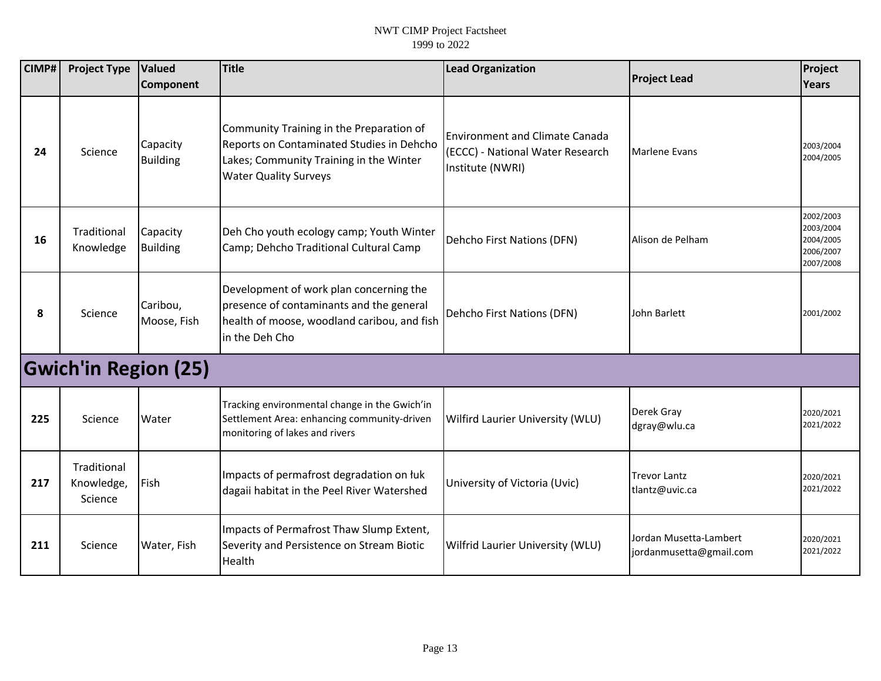| CIMP# | Project Type | Valued Component | Title | Lead Organization | Project Lead | Project Years |
|---|---|---|---|---|---|---|
| 24 | Science | Capacity Building | Community Training in the Preparation of Reports on Contaminated Studies in Dehcho Lakes; Community Training in the Winter Water Quality Surveys | Environment and Climate Canada (ECCC) - National Water Research Institute (NWRI) | Marlene Evans | 2003/2004 2004/2005 |
| 16 | Traditional Knowledge | Capacity Building | Deh Cho youth ecology camp; Youth Winter Camp; Dehcho Traditional Cultural Camp | Dehcho First Nations (DFN) | Alison de Pelham | 2002/2003 2003/2004 2004/2005 2006/2007 2007/2008 |
| 8 | Science | Caribou, Moose, Fish | Development of work plan concerning the presence of contaminants and the general health of moose, woodland caribou, and fish in the Deh Cho | Dehcho First Nations (DFN) | John Barlett | 2001/2002 |
| **Gwich'in Region (25)** | | | | | | |
| 225 | Science | Water | Tracking environmental change in the Gwich'in Settlement Area: enhancing community-driven monitoring of lakes and rivers | Wilfird Laurier University (WLU) | Derek Gray dgray@wlu.ca | 2020/2021 2021/2022 |
| 217 | Traditional Knowledge, Science | Fish | Impacts of permafrost degradation on łuk dagaii habitat in the Peel River Watershed | University of Victoria (Uvic) | Trevor Lantz tlantz@uvic.ca | 2020/2021 2021/2022 |
| 211 | Science | Water, Fish | Impacts of Permafrost Thaw Slump Extent, Severity and Persistence on Stream Biotic Health | Wilfrid Laurier University (WLU) | Jordan Musetta-Lambert jordanmusetta@gmail.com | 2020/2021 2021/2022 |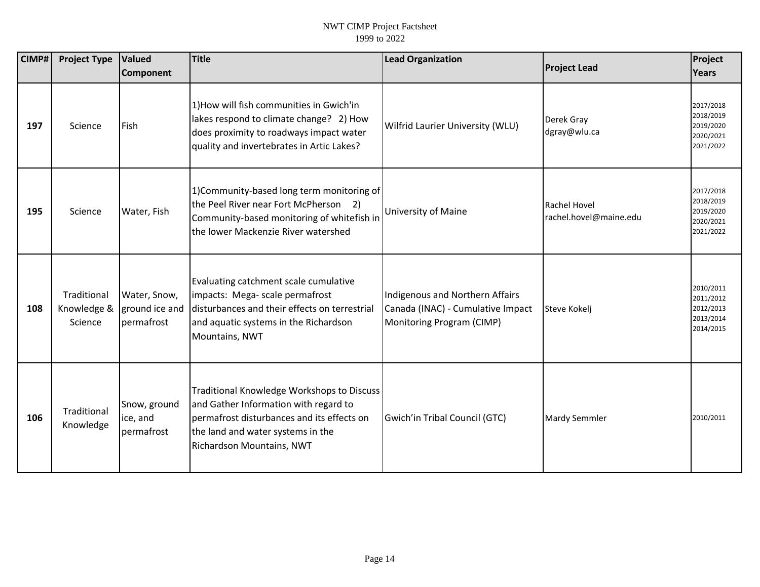| CIMP# | Project Type | Valued Component | Title | Lead Organization | Project Lead | Project Years |
|---|---|---|---|---|---|---|
| **197** | Science | Fish | 1)How will fish communities in Gwich'in lakes respond to climate change? 2) How does proximity to roadways impact water quality and invertebrates in Artic Lakes? | Wilfrid Laurier University (WLU) | Derek Gray dgray@wlu.ca | 2017/2018 2018/2019 2019/2020 2020/2021 2021/2022 |
| **195** | Science | Water, Fish | 1)Community-based long term monitoring of the Peel River near Fort McPherson 2) Community-based monitoring of whitefish in the lower Mackenzie River watershed | University of Maine | Rachel Hovel rachel.hovel@maine.edu | 2017/2018 2018/2019 2019/2020 2020/2021 2021/2022 |
| **108** | Traditional Knowledge & Science | Water, Snow, ground ice and permafrost | Evaluating catchment scale cumulative impacts: Mega- scale permafrost disturbances and their effects on terrestrial and aquatic systems in the Richardson Mountains, NWT | Indigenous and Northern Affairs Canada (INAC) - Cumulative Impact Monitoring Program (CIMP) | Steve Kokelj | 2010/2011 2011/2012 2012/2013 2013/2014 2014/2015 |
| **106** | Traditional Knowledge | Snow, ground ice, and permafrost | Traditional Knowledge Workshops to Discuss and Gather Information with regard to permafrost disturbances and its effects on the land and water systems in the Richardson Mountains, NWT | Gwich'in Tribal Council (GTC) | Mardy Semmler | 2010/2011 |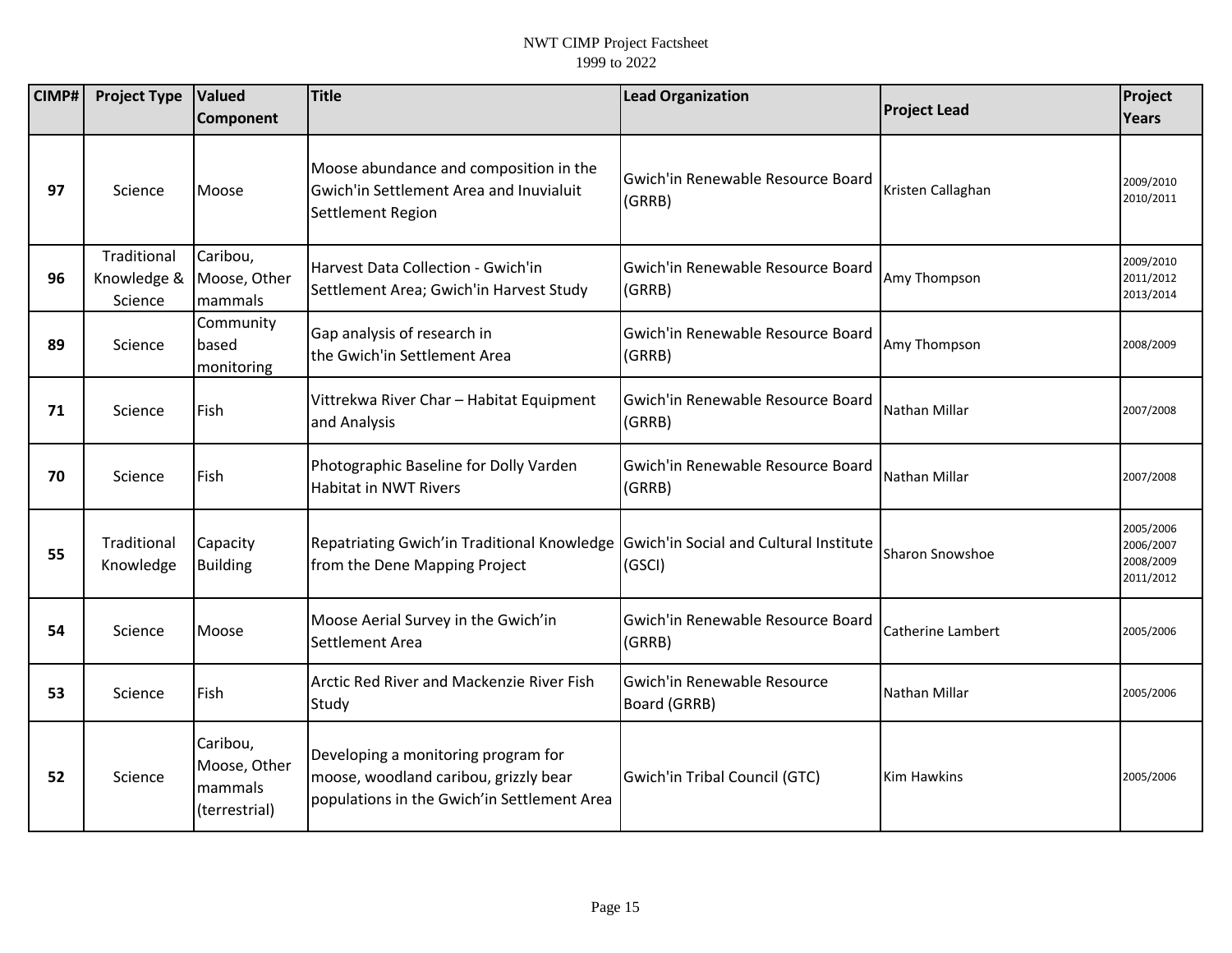| CIMP# | Project Type | Valued Component | Title | Lead Organization | Project Lead | Project Years |
|---|---|---|---|---|---|---|
| 97 | Science | Moose | Moose abundance and composition in the Gwich'in Settlement Area and Inuvialuit Settlement Region | Gwich'in Renewable Resource Board (GRRB) | Kristen Callaghan | 2009/2010 2010/2011 |
| 96 | Traditional Knowledge & Science | Caribou, Moose, Other mammals | Harvest Data Collection - Gwich'in Settlement Area; Gwich'in Harvest Study | Gwich'in Renewable Resource Board (GRRB) | Amy Thompson | 2009/2010 2011/2012 2013/2014 |
| 89 | Science | Community based monitoring | Gap analysis of research in the Gwich'in Settlement Area | Gwich'in Renewable Resource Board (GRRB) | Amy Thompson | 2008/2009 |
| 71 | Science | Fish | Vittrekwa River Char – Habitat Equipment and Analysis | Gwich'in Renewable Resource Board (GRRB) | Nathan Millar | 2007/2008 |
| 70 | Science | Fish | Photographic Baseline for Dolly Varden Habitat in NWT Rivers | Gwich'in Renewable Resource Board (GRRB) | Nathan Millar | 2007/2008 |
| 55 | Traditional Knowledge | Capacity Building | Repatriating Gwich'in Traditional Knowledge from the Dene Mapping Project | Gwich'in Social and Cultural Institute (GSCI) | Sharon Snowshoe | 2005/2006 2006/2007 2008/2009 2011/2012 |
| 54 | Science | Moose | Moose Aerial Survey in the Gwich'in Settlement Area | Gwich'in Renewable Resource Board (GRRB) | Catherine Lambert | 2005/2006 |
| 53 | Science | Fish | Arctic Red River and Mackenzie River Fish Study | Gwich'in Renewable Resource Board (GRRB) | Nathan Millar | 2005/2006 |
| 52 | Science | Caribou, Moose, Other mammals (terrestrial) | Developing a monitoring program for moose, woodland caribou, grizzly bear populations in the Gwich'in Settlement Area | Gwich'in Tribal Council (GTC) | Kim Hawkins | 2005/2006 |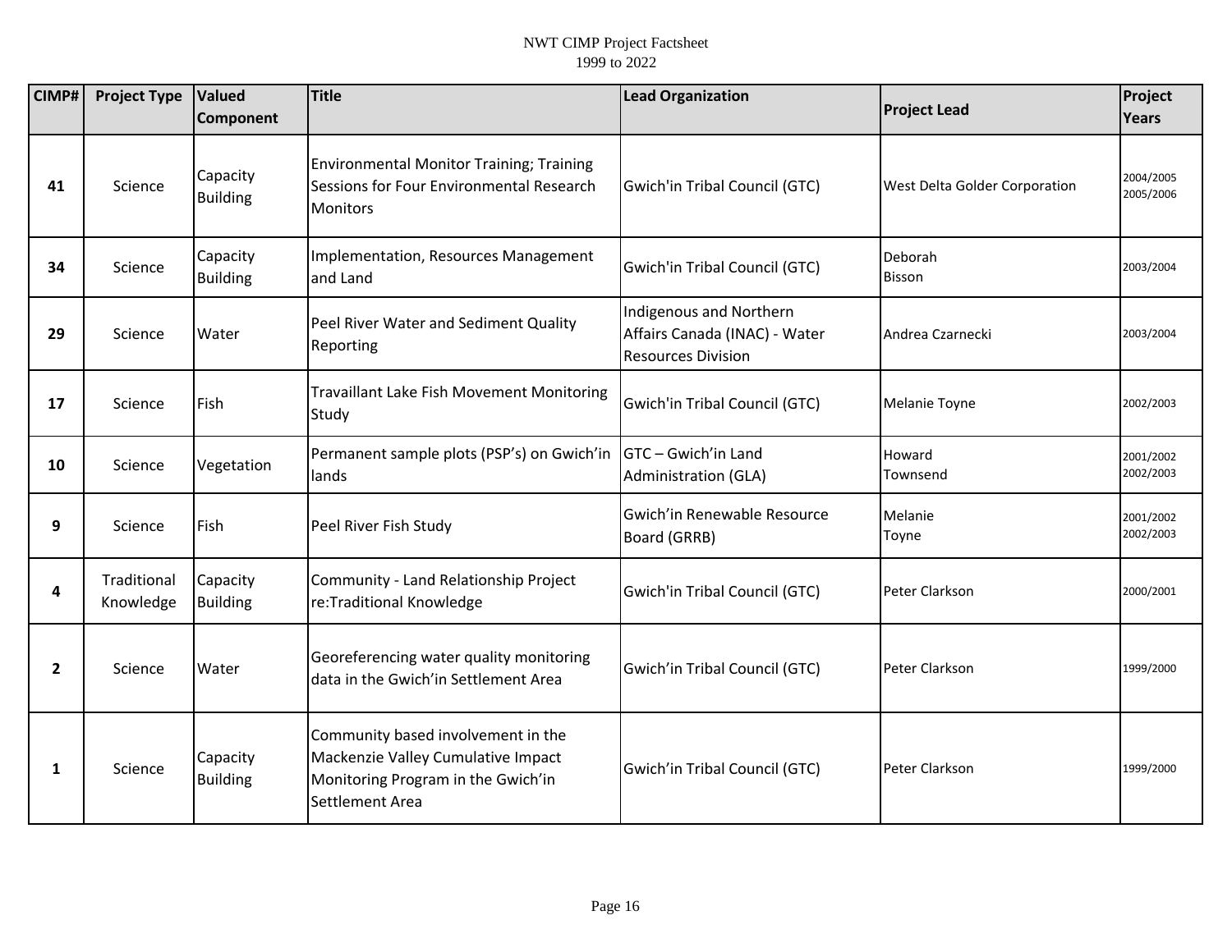| CIMP# | Project Type | Valued Component | Title | Lead Organization | Project Lead | Project Years |
|---|---|---|---|---|---|---|
| 41 | Science | Capacity Building | Environmental Monitor Training; Training Sessions for Four Environmental Research Monitors | Gwich'in Tribal Council (GTC) | West Delta Golder Corporation | 2004/2005 2005/2006 |
| 34 | Science | Capacity Building | Implementation, Resources Management and Land | Gwich'in Tribal Council (GTC) | Deborah Bisson | 2003/2004 |
| 29 | Science | Water | Peel River Water and Sediment Quality Reporting | Indigenous and Northern Affairs Canada (INAC) - Water Resources Division | Andrea Czarnecki | 2003/2004 |
| 17 | Science | Fish | Travaillant Lake Fish Movement Monitoring Study | Gwich'in Tribal Council (GTC) | Melanie Toyne | 2002/2003 |
| 10 | Science | Vegetation | Permanent sample plots (PSP's) on Gwich'in lands | GTC – Gwich'in Land Administration (GLA) | Howard Townsend | 2001/2002 2002/2003 |
| 9 | Science | Fish | Peel River Fish Study | Gwich'in Renewable Resource Board (GRRB) | Melanie Toyne | 2001/2002 2002/2003 |
| 4 | Traditional Knowledge | Capacity Building | Community - Land Relationship Project re:Traditional Knowledge | Gwich'in Tribal Council (GTC) | Peter Clarkson | 2000/2001 |
| 2 | Science | Water | Georeferencing water quality monitoring data in the Gwich'in Settlement Area | Gwich'in Tribal Council (GTC) | Peter Clarkson | 1999/2000 |
| 1 | Science | Capacity Building | Community based involvement in the Mackenzie Valley Cumulative Impact Monitoring Program in the Gwich'in Settlement Area | Gwich'in Tribal Council (GTC) | Peter Clarkson | 1999/2000 |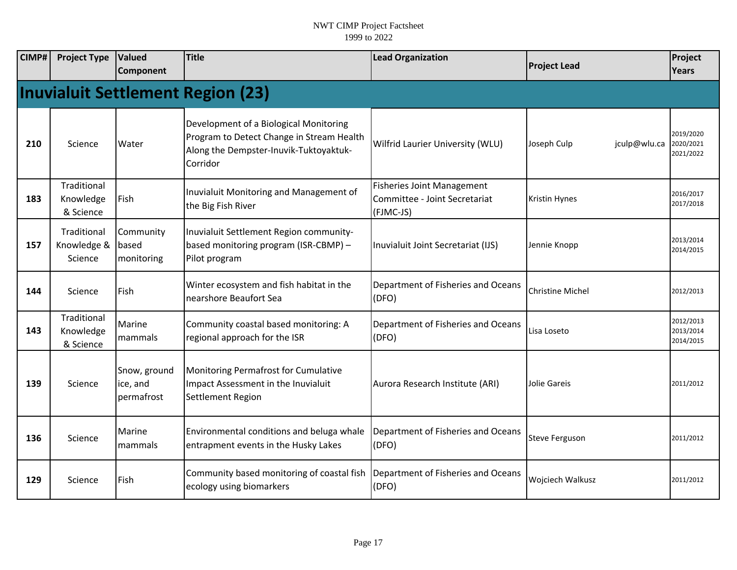| CIMP# | Project Type | Valued Component | Title | Lead Organization | Project Lead | Project Years |
|---|---|---|---|---|---|---|
| **Inuvialuit Settlement Region (23)** | | | | | | |
| 210 | Science | Water | Development of a Biological Monitoring Program to Detect Change in Stream Health Along the Dempster-Inuvik-Tuktoyaktuk-Corridor | Wilfrid Laurier University (WLU) | Joseph Culp jculp@wlu.ca | 2019/2020 2020/2021 2021/2022 |
| 183 | Traditional Knowledge & Science | Fish | Inuvialuit Monitoring and Management of the Big Fish River | Fisheries Joint Management Committee - Joint Secretariat (FJMC-JS) | Kristin Hynes | 2016/2017 2017/2018 |
| 157 | Traditional Knowledge & Science | Community based monitoring | Inuvialuit Settlement Region community-based monitoring program (ISR-CBMP) – Pilot program | Inuvialuit Joint Secretariat (IJS) | Jennie Knopp | 2013/2014 2014/2015 |
| 144 | Science | Fish | Winter ecosystem and fish habitat in the nearshore Beaufort Sea | Department of Fisheries and Oceans (DFO) | Christine Michel | 2012/2013 |
| 143 | Traditional Knowledge & Science | Marine mammals | Community coastal based monitoring: A regional approach for the ISR | Department of Fisheries and Oceans (DFO) | Lisa Loseto | 2012/2013 2013/2014 2014/2015 |
| 139 | Science | Snow, ground ice, and permafrost | Monitoring Permafrost for Cumulative Impact Assessment in the Inuvialuit Settlement Region | Aurora Research Institute (ARI) | Jolie Gareis | 2011/2012 |
| 136 | Science | Marine mammals | Environmental conditions and beluga whale entrapment events in the Husky Lakes | Department of Fisheries and Oceans (DFO) | Steve Ferguson | 2011/2012 |
| 129 | Science | Fish | Community based monitoring of coastal fish ecology using biomarkers | Department of Fisheries and Oceans (DFO) | Wojciech Walkusz | 2011/2012 |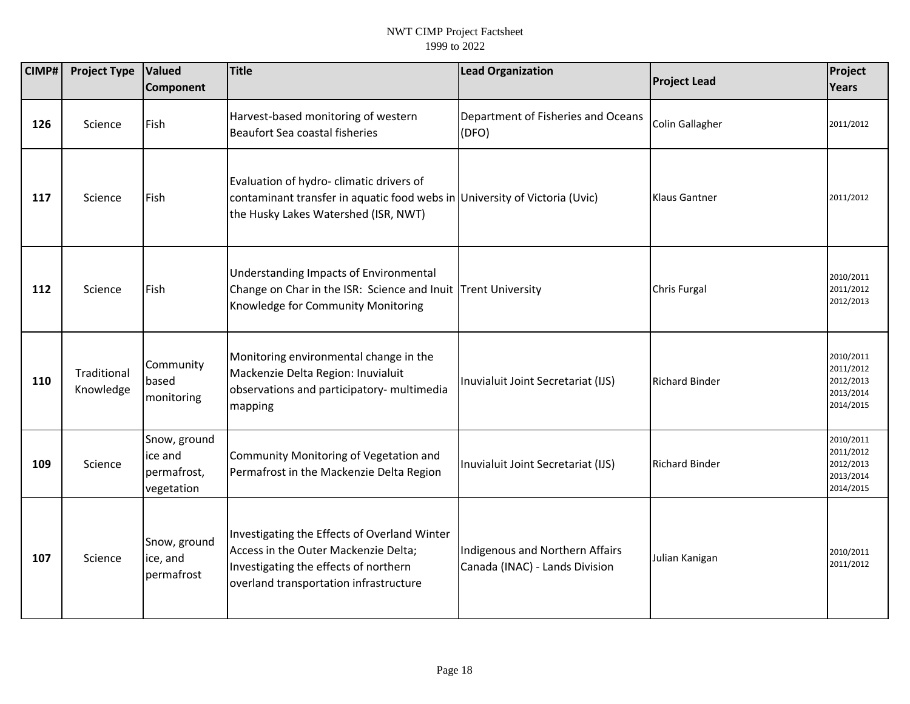| CIMP# | Project Type | Valued Component | Title | Lead Organization | Project Lead | Project Years |
|---|---|---|---|---|---|---|
| 126 | Science | Fish | Harvest-based monitoring of western Beaufort Sea coastal fisheries | Department of Fisheries and Oceans (DFO) | Colin Gallagher | 2011/2012 |
| 117 | Science | Fish | Evaluation of hydro- climatic drivers of contaminant transfer in aquatic food webs in the Husky Lakes Watershed (ISR, NWT) | University of Victoria (Uvic) | Klaus Gantner | 2011/2012 |
| 112 | Science | Fish | Understanding Impacts of Environmental Change on Char in the ISR: Science and Inuit Knowledge for Community Monitoring | Trent University | Chris Furgal | 2010/2011 2011/2012 2012/2013 |
| 110 | Traditional Knowledge | Community based monitoring | Monitoring environmental change in the Mackenzie Delta Region: Inuvialuit observations and participatory- multimedia mapping | Inuvialuit Joint Secretariat (IJS) | Richard Binder | 2010/2011 2011/2012 2012/2013 2013/2014 2014/2015 |
| 109 | Science | Snow, ground ice and permafrost, vegetation | Community Monitoring of Vegetation and Permafrost in the Mackenzie Delta Region | Inuvialuit Joint Secretariat (IJS) | Richard Binder | 2010/2011 2011/2012 2012/2013 2013/2014 2014/2015 |
| 107 | Science | Snow, ground ice, and permafrost | Investigating the Effects of Overland Winter Access in the Outer Mackenzie Delta; Investigating the effects of northern overland transportation infrastructure | Indigenous and Northern Affairs Canada (INAC) - Lands Division | Julian Kanigan | 2010/2011 2011/2012 |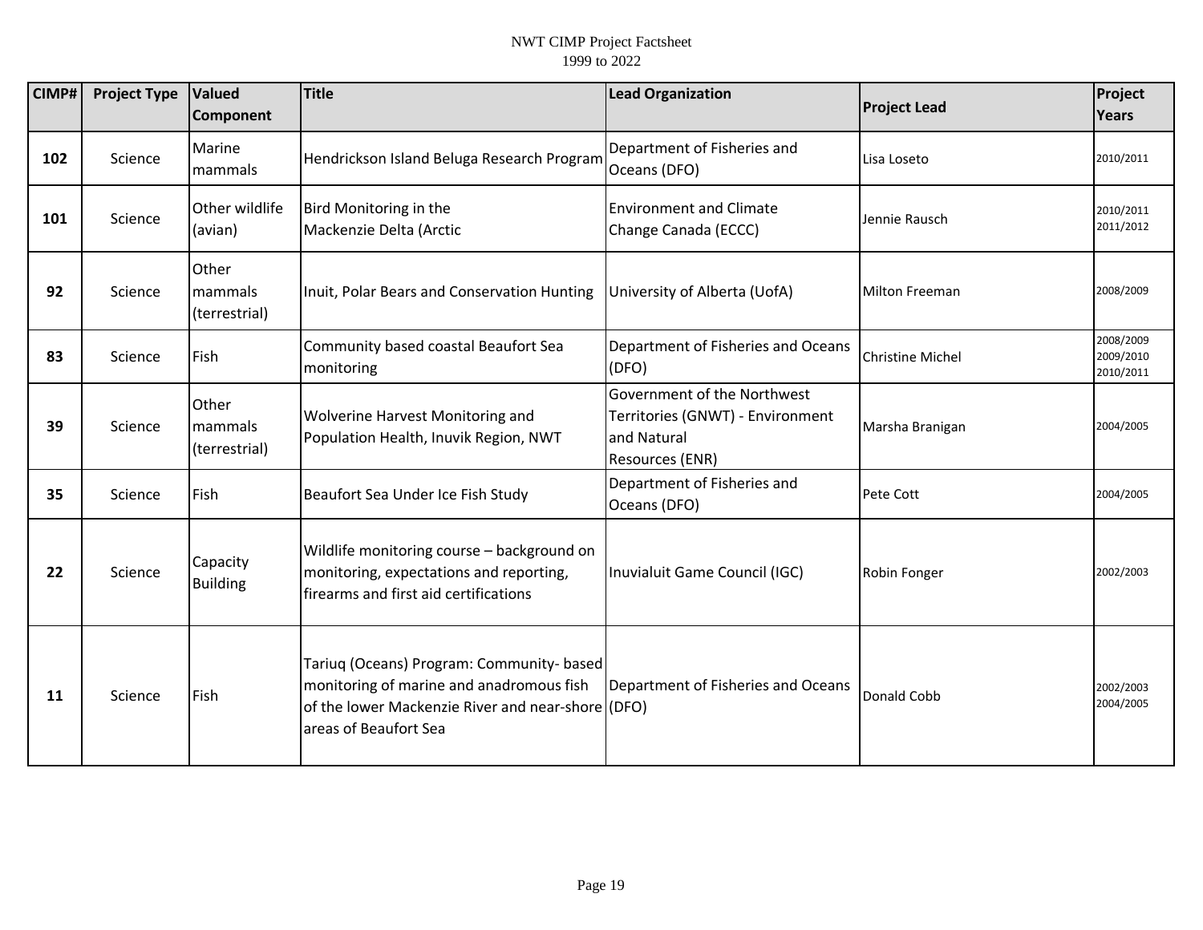| CIMP# | Project Type | Valued Component | Title | Lead Organization | Project Lead | Project Years |
|---|---|---|---|---|---|---|
| 102 | Science | Marine mammals | Hendrickson Island Beluga Research Program | Department of Fisheries and Oceans (DFO) | Lisa Loseto | 2010/2011 |
| 101 | Science | Other wildlife (avian) | Bird Monitoring in the Mackenzie Delta (Arctic | Environment and Climate Change Canada (ECCC) | Jennie Rausch | 2010/2011 2011/2012 |
| 92 | Science | Other mammals (terrestrial) | Inuit, Polar Bears and Conservation Hunting | University of Alberta (UofA) | Milton Freeman | 2008/2009 |
| 83 | Science | Fish | Community based coastal Beaufort Sea monitoring | Department of Fisheries and Oceans (DFO) | Christine Michel | 2008/2009 2009/2010 2010/2011 |
| 39 | Science | Other mammals (terrestrial) | Wolverine Harvest Monitoring and Population Health, Inuvik Region, NWT | Government of the Northwest Territories (GNWT) - Environment and Natural Resources (ENR) | Marsha Branigan | 2004/2005 |
| 35 | Science | Fish | Beaufort Sea Under Ice Fish Study | Department of Fisheries and Oceans (DFO) | Pete Cott | 2004/2005 |
| 22 | Science | Capacity Building | Wildlife monitoring course – background on monitoring, expectations and reporting, firearms and first aid certifications | Inuvialuit Game Council (IGC) | Robin Fonger | 2002/2003 |
| 11 | Science | Fish | Tariuq (Oceans) Program: Community- based monitoring of marine and anadromous fish of the lower Mackenzie River and near-shore areas of Beaufort Sea | Department of Fisheries and Oceans (DFO) | Donald Cobb | 2002/2003 2004/2005 |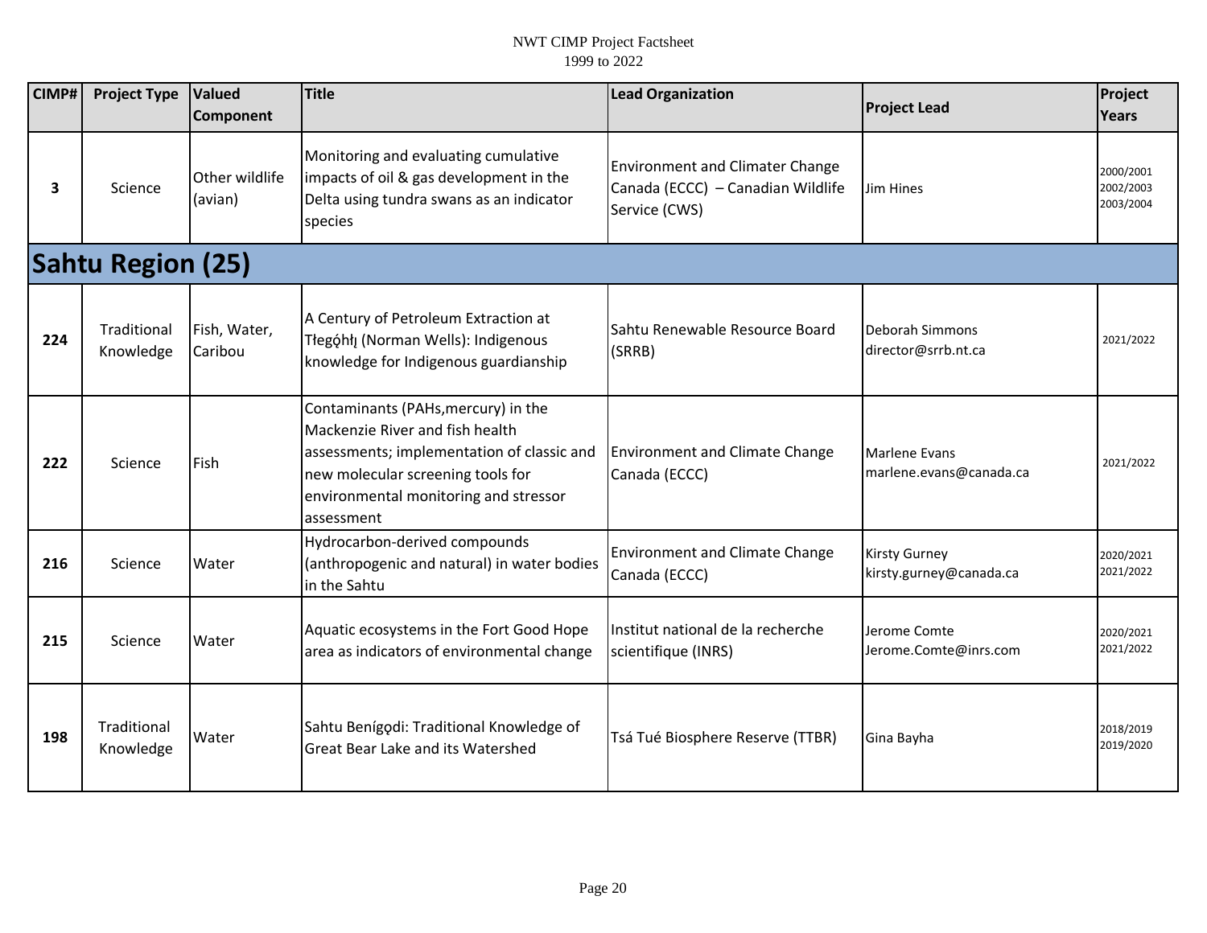| CIMP# | Project Type | Valued Component | Title | Lead Organization | Project Lead | Project Years |
|---|---|---|---|---|---|---|
| 3 | Science | Other wildlife (avian) | Monitoring and evaluating cumulative impacts of oil & gas development in the Delta using tundra swans as an indicator species | Environment and Climater Change Canada (ECCC) – Canadian Wildlife Service (CWS) | Jim Hines | 2000/2001 2002/2003 2003/2004 |

## Sahtu Region (25)

| CIMP# | Project Type | Valued Component | Title | Lead Organization | Project Lead | Project Years |
|---|---|---|---|---|---|---|
| 224 | Traditional Knowledge | Fish, Water, Caribou | A Century of Petroleum Extraction at Tłegǫ́hłı̨ (Norman Wells): Indigenous knowledge for Indigenous guardianship | Sahtu Renewable Resource Board (SRRB) | Deborah Simmons director@srrb.nt.ca | 2021/2022 |
| 222 | Science | Fish | Contaminants (PAHs,mercury) in the Mackenzie River and fish health assessments; implementation of classic and new molecular screening tools for environmental monitoring and stressor assessment | Environment and Climate Change Canada (ECCC) | Marlene Evans marlene.evans@canada.ca | 2021/2022 |
| 216 | Science | Water | Hydrocarbon-derived compounds (anthropogenic and natural) in water bodies in the Sahtu | Environment and Climate Change Canada (ECCC) | Kirsty Gurney kirsty.gurney@canada.ca | 2020/2021 2021/2022 |
| 215 | Science | Water | Aquatic ecosystems in the Fort Good Hope area as indicators of environmental change | Institut national de la recherche scientifique (INRS) | Jerome Comte Jerome.Comte@inrs.com | 2020/2021 2021/2022 |
| 198 | Traditional Knowledge | Water | Sahtu Benígǫdi: Traditional Knowledge of Great Bear Lake and its Watershed | Tsá Tué Biosphere Reserve (TTBR) | Gina Bayha | 2018/2019 2019/2020 |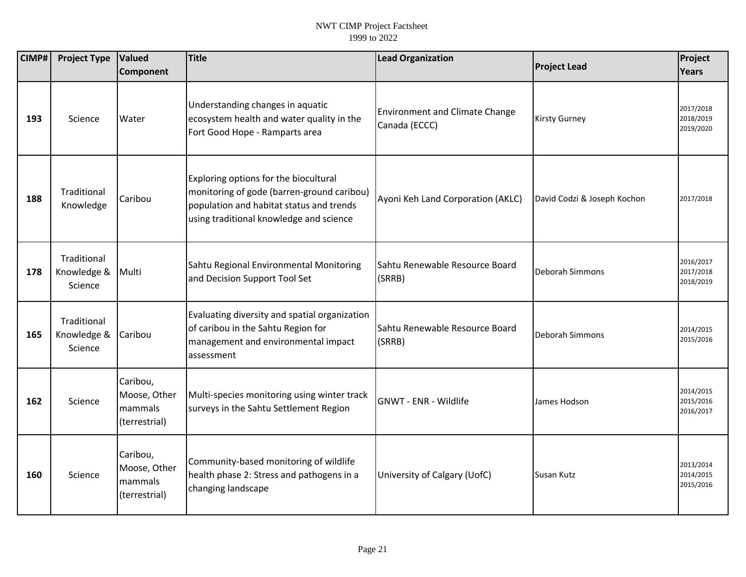| CIMP# | Project Type | Valued Component | Title | Lead Organization | Project Lead | Project Years |
|---|---|---|---|---|---|---|
| **193** | Science | Water | Understanding changes in aquatic ecosystem health and water quality in the Fort Good Hope - Ramparts area | Environment and Climate Change Canada (ECCC) | Kirsty Gurney | 2017/2018<br>2018/2019<br>2019/2020 |
| **188** | Traditional Knowledge | Caribou | Exploring options for the biocultural monitoring of gode (barren-ground caribou) population and habitat status and trends using traditional knowledge and science | Ayoni Keh Land Corporation (AKLC) | David Codzi & Joseph Kochon | 2017/2018 |
| **178** | Traditional Knowledge & Science | Multi | Sahtu Regional Environmental Monitoring and Decision Support Tool Set | Sahtu Renewable Resource Board (SRRB) | Deborah Simmons | 2016/2017<br>2017/2018<br>2018/2019 |
| **165** | Traditional Knowledge & Science | Caribou | Evaluating diversity and spatial organization of caribou in the Sahtu Region for management and environmental impact assessment | Sahtu Renewable Resource Board (SRRB) | Deborah Simmons | 2014/2015<br>2015/2016 |
| **162** | Science | Caribou, Moose, Other mammals (terrestrial) | Multi-species monitoring using winter track surveys in the Sahtu Settlement Region | GNWT - ENR - Wildlife | James Hodson | 2014/2015<br>2015/2016<br>2016/2017 |
| **160** | Science | Caribou, Moose, Other mammals (terrestrial) | Community-based monitoring of wildlife health phase 2: Stress and pathogens in a changing landscape | University of Calgary (UofC) | Susan Kutz | 2013/2014<br>2014/2015<br>2015/2016 |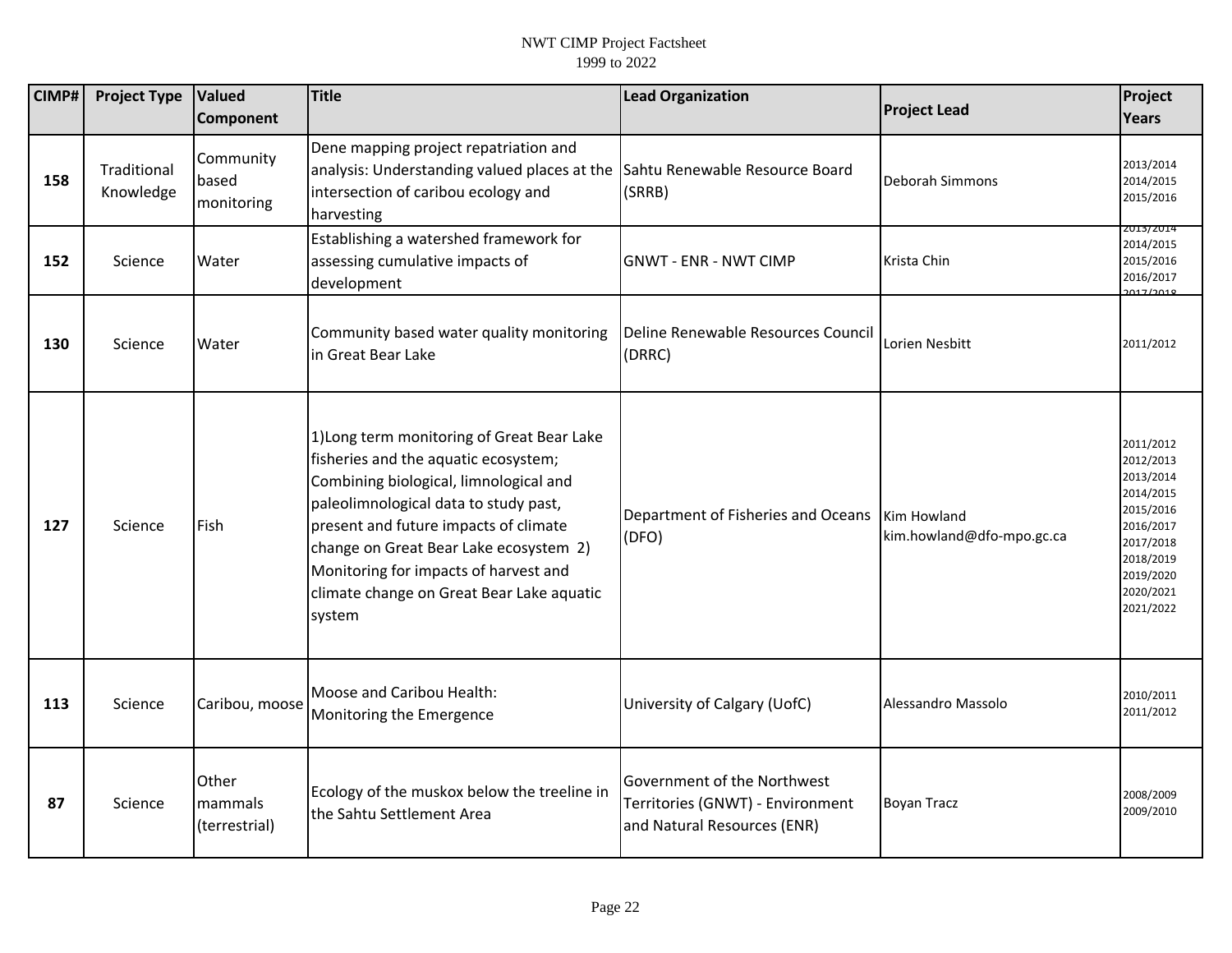| CIMP# | Project Type | Valued Component | Title | Lead Organization | Project Lead | Project Years |
|---|---|---|---|---|---|---|
| 158 | Traditional Knowledge | Community based monitoring | Dene mapping project repatriation and analysis: Understanding valued places at the intersection of caribou ecology and harvesting | Sahtu Renewable Resource Board (SRRB) | Deborah Simmons | 2013/2014 2014/2015 2015/2016 |
| 152 | Science | Water | Establishing a watershed framework for assessing cumulative impacts of development | GNWT - ENR - NWT CIMP | Krista Chin | 2013/2014 2014/2015 2015/2016 2016/2017 2017/2018 |
| 130 | Science | Water | Community based water quality monitoring in Great Bear Lake | Deline Renewable Resources Council (DRRC) | Lorien Nesbitt | 2011/2012 |
| 127 | Science | Fish | 1)Long term monitoring of Great Bear Lake fisheries and the aquatic ecosystem; Combining biological, limnological and paleolimnological data to study past, present and future impacts of climate change on Great Bear Lake ecosystem 2) Monitoring for impacts of harvest and climate change on Great Bear Lake aquatic system | Department of Fisheries and Oceans (DFO) | Kim Howland kim.howland@dfo-mpo.gc.ca | 2011/2012 2012/2013 2013/2014 2014/2015 2015/2016 2016/2017 2017/2018 2018/2019 2019/2020 2020/2021 2021/2022 |
| 113 | Science | Caribou, moose | Moose and Caribou Health: Monitoring the Emergence | University of Calgary (UofC) | Alessandro Massolo | 2010/2011 2011/2012 |
| 87 | Science | Other mammals (terrestrial) | Ecology of the muskox below the treeline in the Sahtu Settlement Area | Government of the Northwest Territories (GNWT) - Environment and Natural Resources (ENR) | Boyan Tracz | 2008/2009 2009/2010 |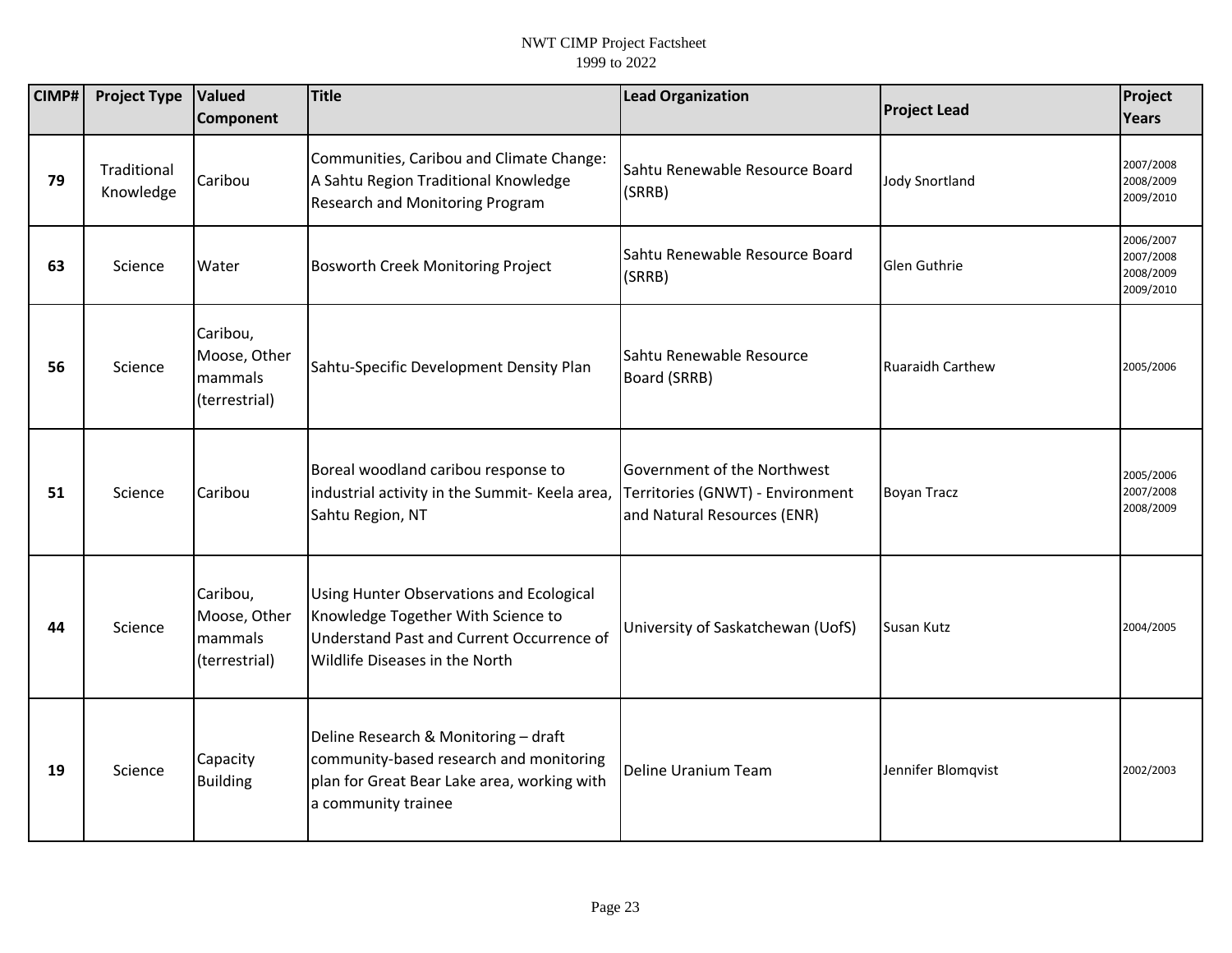| CIMP# | Project Type | Valued Component | Title | Lead Organization | Project Lead | Project Years |
|---|---|---|---|---|---|---|
| 79 | Traditional Knowledge | Caribou | Communities, Caribou and Climate Change: A Sahtu Region Traditional Knowledge Research and Monitoring Program | Sahtu Renewable Resource Board (SRRB) | Jody Snortland | 2007/2008 2008/2009 2009/2010 |
| 63 | Science | Water | Bosworth Creek Monitoring Project | Sahtu Renewable Resource Board (SRRB) | Glen Guthrie | 2006/2007 2007/2008 2008/2009 2009/2010 |
| 56 | Science | Caribou, Moose, Other mammals (terrestrial) | Sahtu-Specific Development Density Plan | Sahtu Renewable Resource Board (SRRB) | Ruaraidh Carthew | 2005/2006 |
| 51 | Science | Caribou | Boreal woodland caribou response to industrial activity in the Summit- Keela area, Sahtu Region, NT | Government of the Northwest Territories (GNWT) - Environment and Natural Resources (ENR) | Boyan Tracz | 2005/2006 2007/2008 2008/2009 |
| 44 | Science | Caribou, Moose, Other mammals (terrestrial) | Using Hunter Observations and Ecological Knowledge Together With Science to Understand Past and Current Occurrence of Wildlife Diseases in the North | University of Saskatchewan (UofS) | Susan Kutz | 2004/2005 |
| 19 | Science | Capacity Building | Deline Research & Monitoring – draft community-based research and monitoring plan for Great Bear Lake area, working with a community trainee | Deline Uranium Team | Jennifer Blomqvist | 2002/2003 |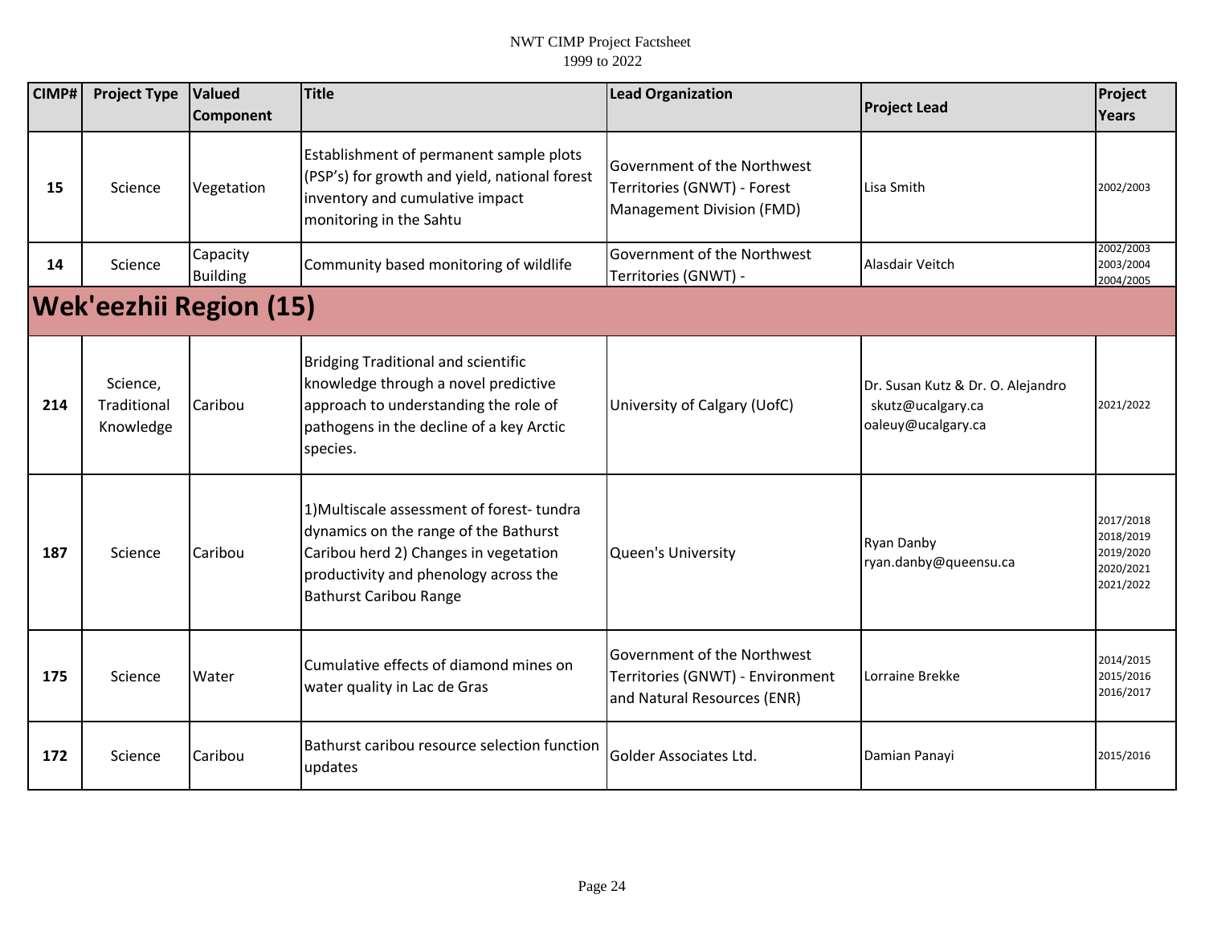| CIMP# | Project Type | Valued Component | Title | Lead Organization | Project Lead | Project Years |
|---|---|---|---|---|---|---|
| 15 | Science | Vegetation | Establishment of permanent sample plots (PSP's) for growth and yield, national forest inventory and cumulative impact monitoring in the Sahtu | Government of the Northwest Territories (GNWT) - Forest Management Division (FMD) | Lisa Smith | 2002/2003 |
| 14 | Science | Capacity Building | Community based monitoring of wildlife | Government of the Northwest Territories (GNWT) - | Alasdair Veitch | 2002/2003<br>2003/2004<br>2004/2005 |
| **Wek'eezhii Region (15)** | | | | | | |
| 214 | Science, Traditional Knowledge | Caribou | Bridging Traditional and scientific knowledge through a novel predictive approach to understanding the role of pathogens in the decline of a key Arctic species. | University of Calgary (UofC) | Dr. Susan Kutz & Dr. O. Alejandro<br>skutz@ucalgary.ca<br>oaleuy@ucalgary.ca | 2021/2022 |
| 187 | Science | Caribou | 1)Multiscale assessment of forest- tundra dynamics on the range of the Bathurst Caribou herd 2) Changes in vegetation productivity and phenology across the Bathurst Caribou Range | Queen's University | Ryan Danby<br>ryan.danby@queensu.ca | 2017/2018<br>2018/2019<br>2019/2020<br>2020/2021<br>2021/2022 |
| 175 | Science | Water | Cumulative effects of diamond mines on water quality in Lac de Gras | Government of the Northwest Territories (GNWT) - Environment and Natural Resources (ENR) | Lorraine Brekke | 2014/2015<br>2015/2016<br>2016/2017 |
| 172 | Science | Caribou | Bathurst caribou resource selection function updates | Golder Associates Ltd. | Damian Panayi | 2015/2016 |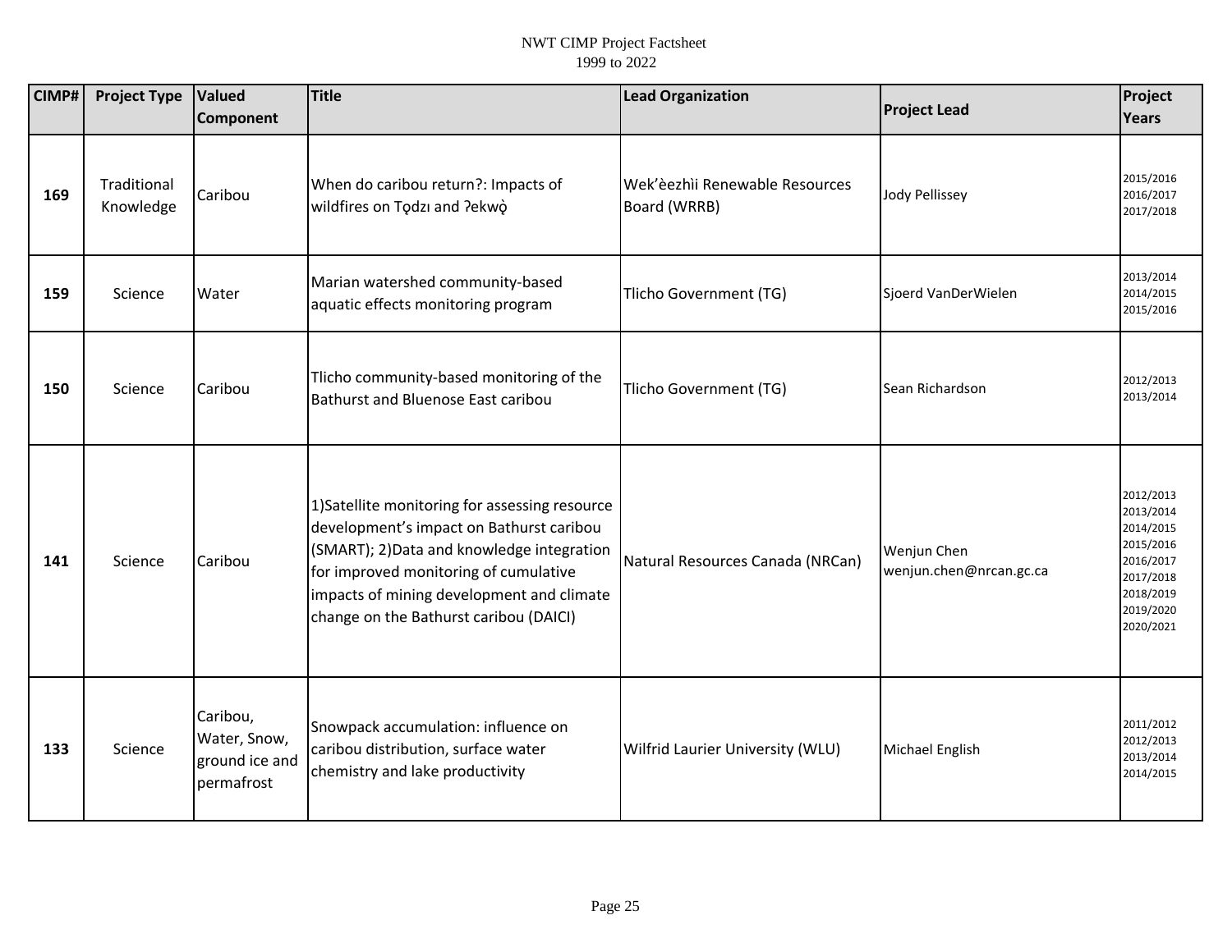| CIMP# | Project Type | Valued Component | Title | Lead Organization | Project Lead | Project Years |
|---|---|---|---|---|---|---|
| 169 | Traditional Knowledge | Caribou | When do caribou return?: Impacts of wildfires on Tǫdzı and ʔekwǫ̀ | Wek'èezhìi Renewable Resources Board (WRRB) | Jody Pellissey | 2015/2016 2016/2017 2017/2018 |
| 159 | Science | Water | Marian watershed community-based aquatic effects monitoring program | Tlicho Government (TG) | Sjoerd VanDerWielen | 2013/2014 2014/2015 2015/2016 |
| 150 | Science | Caribou | Tlicho community-based monitoring of the Bathurst and Bluenose East caribou | Tlicho Government (TG) | Sean Richardson | 2012/2013 2013/2014 |
| 141 | Science | Caribou | 1)Satellite monitoring for assessing resource development's impact on Bathurst caribou (SMART); 2)Data and knowledge integration for improved monitoring of cumulative impacts of mining development and climate change on the Bathurst caribou (DAICI) | Natural Resources Canada (NRCan) | Wenjun Chen wenjun.chen@nrcan.gc.ca | 2012/2013 2013/2014 2014/2015 2015/2016 2016/2017 2017/2018 2018/2019 2019/2020 2020/2021 |
| 133 | Science | Caribou, Water, Snow, ground ice and permafrost | Snowpack accumulation: influence on caribou distribution, surface water chemistry and lake productivity | Wilfrid Laurier University (WLU) | Michael English | 2011/2012 2012/2013 2013/2014 2014/2015 |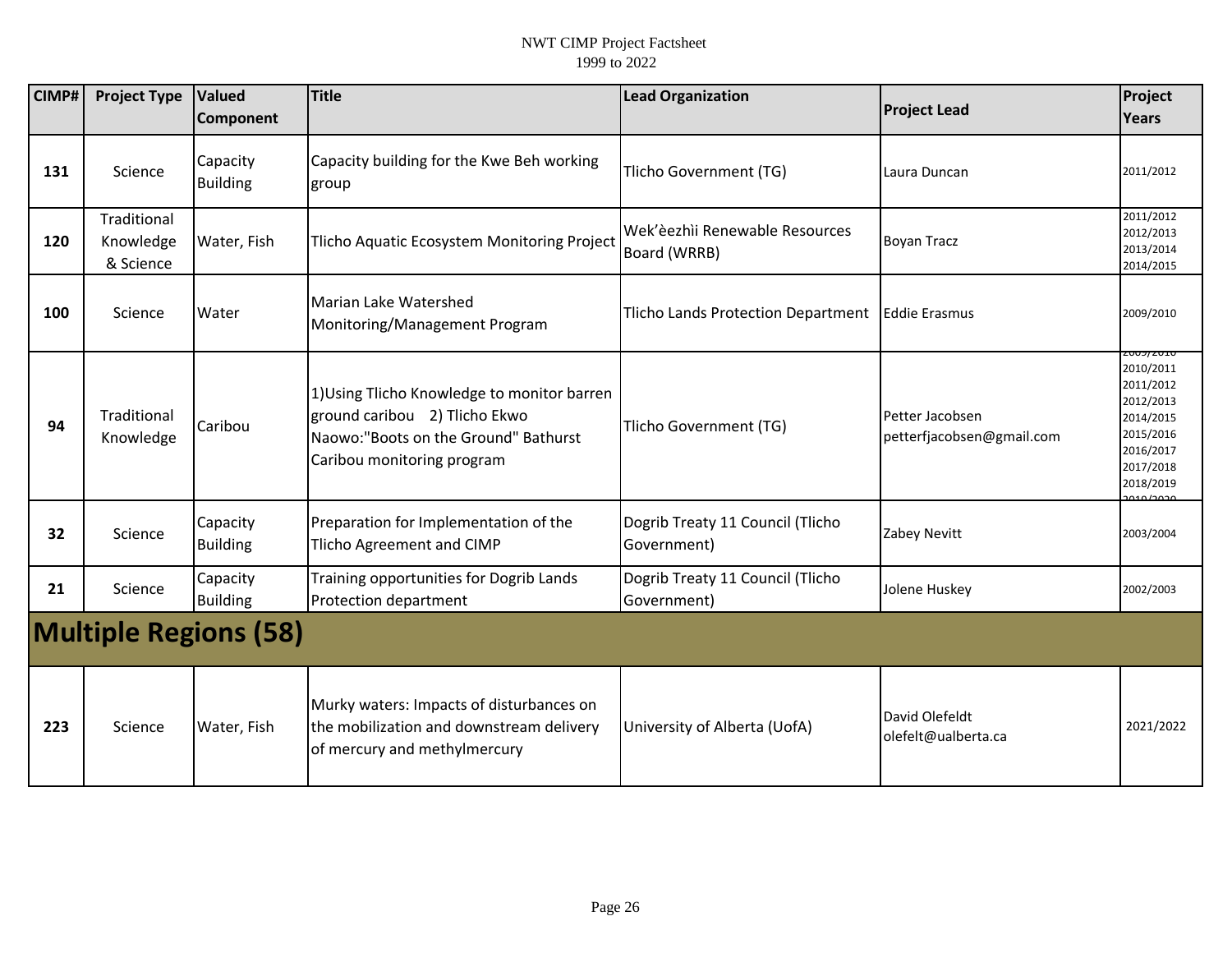| CIMP# | Project Type | Valued Component | Title | Lead Organization | Project Lead | Project Years |
|---|---|---|---|---|---|---|
| 131 | Science | Capacity Building | Capacity building for the Kwe Beh working group | Tlicho Government (TG) | Laura Duncan | 2011/2012 |
| 120 | Traditional Knowledge & Science | Water, Fish | Tlicho Aquatic Ecosystem Monitoring Project | Wek'èezhìi Renewable Resources Board (WRRB) | Boyan Tracz | 2011/2012 2012/2013 2013/2014 2014/2015 |
| 100 | Science | Water | Marian Lake Watershed Monitoring/Management Program | Tlicho Lands Protection Department | Eddie Erasmus | 2009/2010 |
| 94 | Traditional Knowledge | Caribou | 1)Using Tlicho Knowledge to monitor barren ground caribou 2) Tlicho Ekwo Naowo:"Boots on the Ground" Bathurst Caribou monitoring program | Tlicho Government (TG) | Petter Jacobsen petterfjacobsen@gmail.com | 2009/2010 2010/2011 2011/2012 2012/2013 2014/2015 2015/2016 2016/2017 2017/2018 2018/2019 2019/2020 |
| 32 | Science | Capacity Building | Preparation for Implementation of the Tlicho Agreement and CIMP | Dogrib Treaty 11 Council (Tlicho Government) | Zabey Nevitt | 2003/2004 |
| 21 | Science | Capacity Building | Training opportunities for Dogrib Lands Protection department | Dogrib Treaty 11 Council (Tlicho Government) | Jolene Huskey | 2002/2003 |
| **Multiple Regions (58)** | | | | | | |
| 223 | Science | Water, Fish | Murky waters: Impacts of disturbances on the mobilization and downstream delivery of mercury and methylmercury | University of Alberta (UofA) | David Olefeldt olefelt@ualberta.ca | 2021/2022 |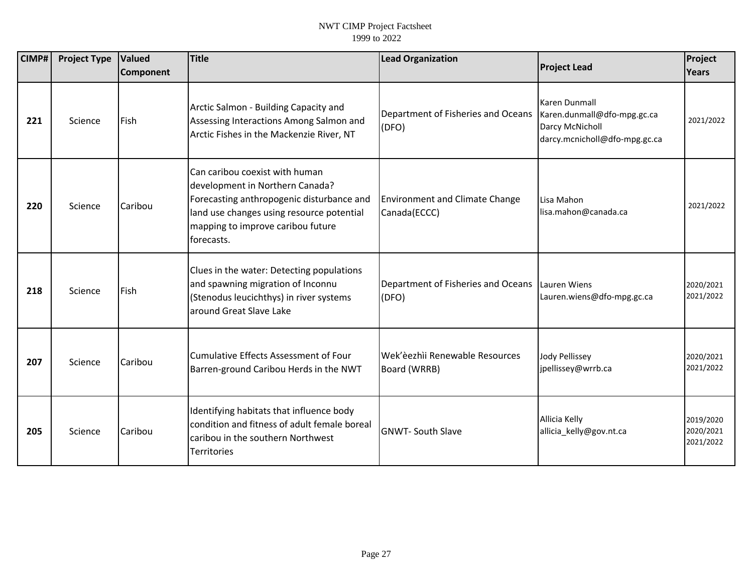| CIMP# | Project Type | Valued Component | Title | Lead Organization | Project Lead | Project Years |
|---|---|---|---|---|---|---|
| 221 | Science | Fish | Arctic Salmon - Building Capacity and Assessing Interactions Among Salmon and Arctic Fishes in the Mackenzie River, NT | Department of Fisheries and Oceans (DFO) | Karen Dunmall Karen.dunmall@dfo-mpg.gc.ca Darcy McNicholl darcy.mcnicholl@dfo-mpg.gc.ca | 2021/2022 |
| 220 | Science | Caribou | Can caribou coexist with human development in Northern Canada? Forecasting anthropogenic disturbance and land use changes using resource potential mapping to improve caribou future forecasts. | Environment and Climate Change Canada(ECCC) | Lisa Mahon lisa.mahon@canada.ca | 2021/2022 |
| 218 | Science | Fish | Clues in the water: Detecting populations and spawning migration of Inconnu (Stenodus leucichthys) in river systems around Great Slave Lake | Department of Fisheries and Oceans (DFO) | Lauren Wiens Lauren.wiens@dfo-mpg.gc.ca | 2020/2021 2021/2022 |
| 207 | Science | Caribou | Cumulative Effects Assessment of Four Barren-ground Caribou Herds in the NWT | Wek'èezhìi Renewable Resources Board (WRRB) | Jody Pellissey jpellissey@wrrb.ca | 2020/2021 2021/2022 |
| 205 | Science | Caribou | Identifying habitats that influence body condition and fitness of adult female boreal caribou in the southern Northwest Territories | GNWT- South Slave | Allicia Kelly allicia_kelly@gov.nt.ca | 2019/2020 2020/2021 2021/2022 |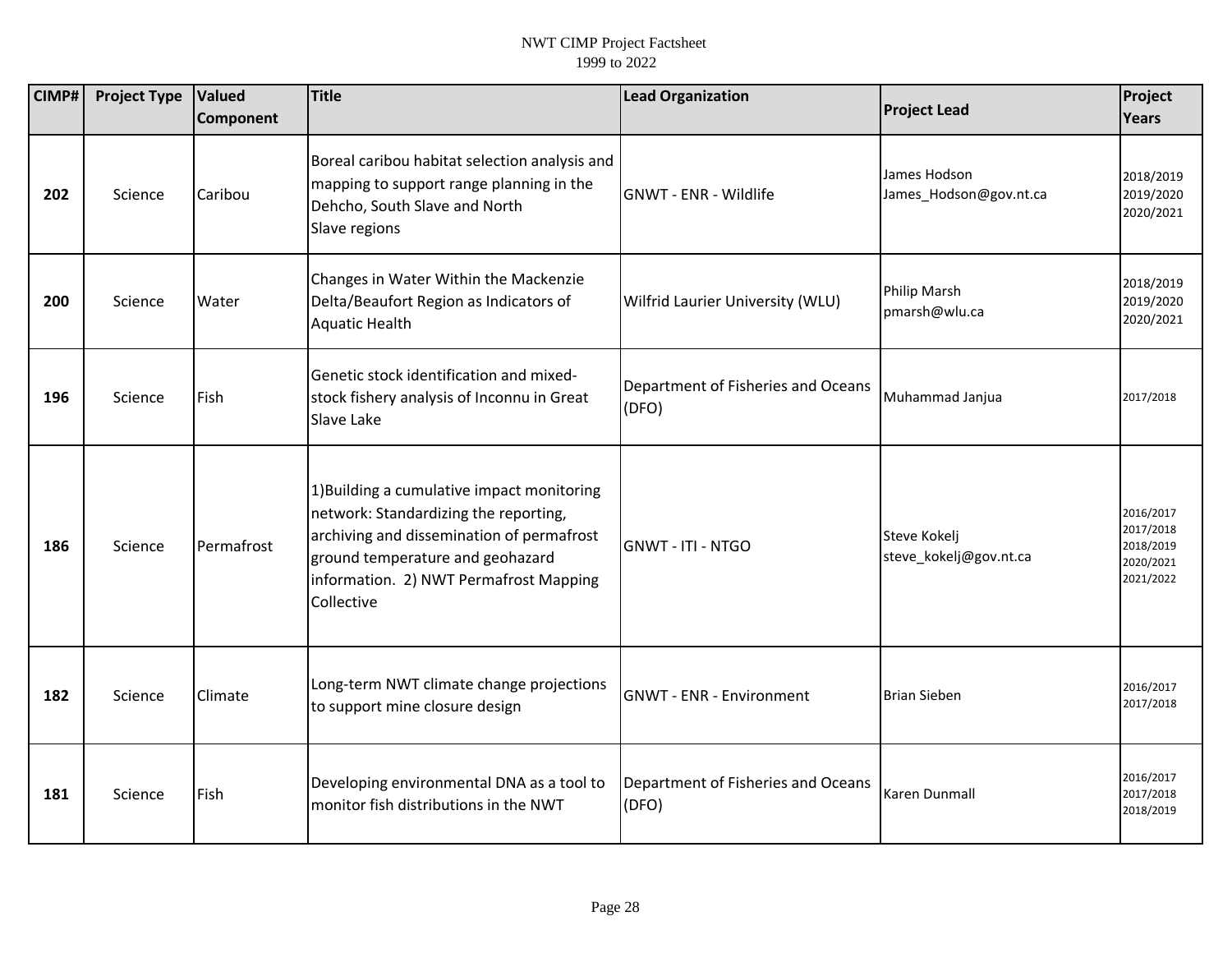| CIMP# | Project Type | Valued Component | Title | Lead Organization | Project Lead | Project Years |
|---|---|---|---|---|---|---|
| **202** | Science | Caribou | Boreal caribou habitat selection analysis and mapping to support range planning in the Dehcho, South Slave and North Slave regions | GNWT - ENR - Wildlife | James Hodson James_Hodson@gov.nt.ca | 2018/2019 2019/2020 2020/2021 |
| **200** | Science | Water | Changes in Water Within the Mackenzie Delta/Beaufort Region as Indicators of Aquatic Health | Wilfrid Laurier University (WLU) | Philip Marsh pmarsh@wlu.ca | 2018/2019 2019/2020 2020/2021 |
| **196** | Science | Fish | Genetic stock identification and mixed-stock fishery analysis of Inconnu in Great Slave Lake | Department of Fisheries and Oceans (DFO) | Muhammad Janjua | 2017/2018 |
| **186** | Science | Permafrost | 1)Building a cumulative impact monitoring network: Standardizing the reporting, archiving and dissemination of permafrost ground temperature and geohazard information. 2) NWT Permafrost Mapping Collective | GNWT - ITI - NTGO | Steve Kokelj steve_kokelj@gov.nt.ca | 2016/2017 2017/2018 2018/2019 2020/2021 2021/2022 |
| **182** | Science | Climate | Long-term NWT climate change projections to support mine closure design | GNWT - ENR - Environment | Brian Sieben | 2016/2017 2017/2018 |
| **181** | Science | Fish | Developing environmental DNA as a tool to monitor fish distributions in the NWT | Department of Fisheries and Oceans (DFO) | Karen Dunmall | 2016/2017 2017/2018 2018/2019 |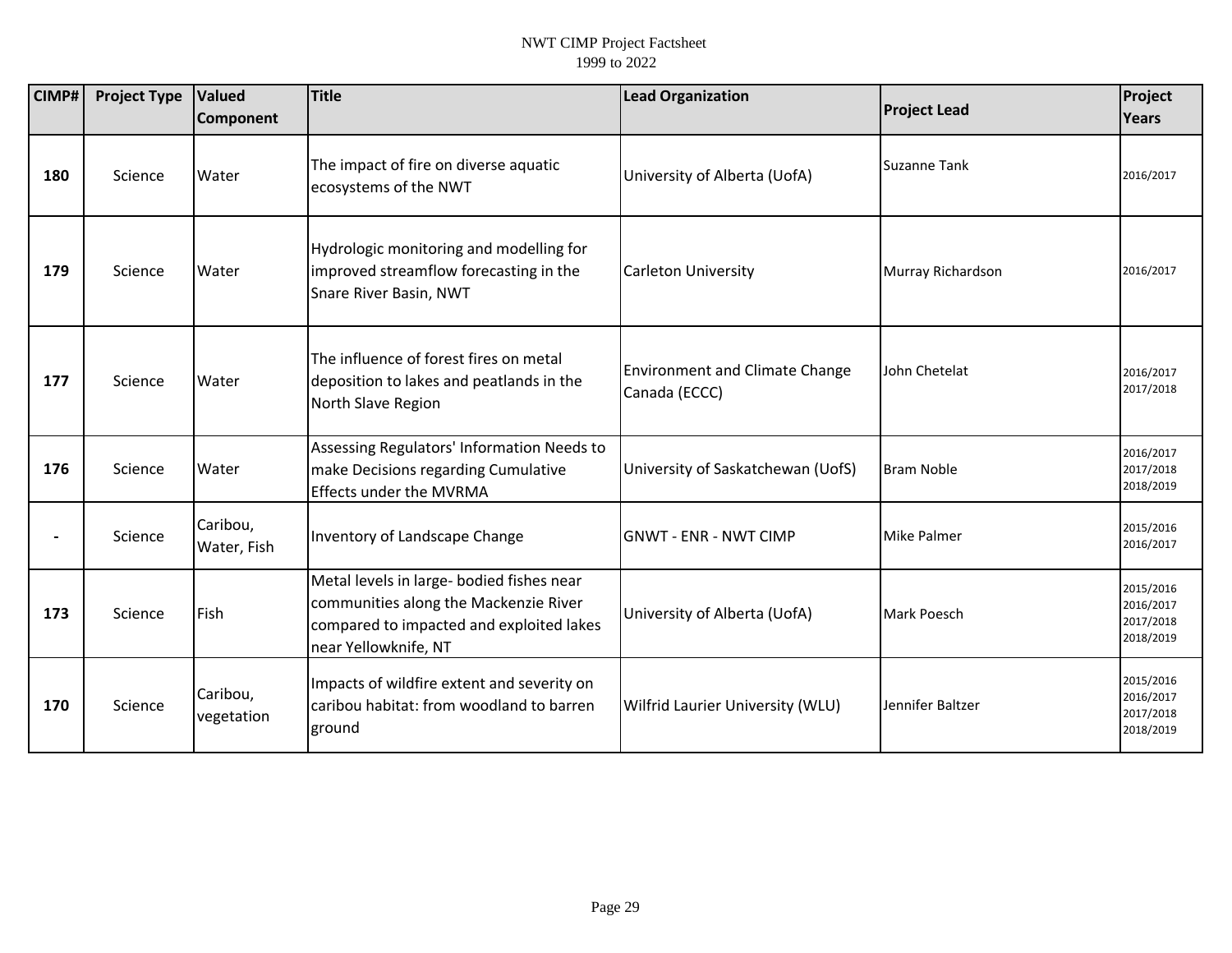| CIMP# | Project Type | Valued Component | Title | Lead Organization | Project Lead | Project Years |
|---|---|---|---|---|---|---|
| 180 | Science | Water | The impact of fire on diverse aquatic ecosystems of the NWT | University of Alberta (UofA) | Suzanne Tank | 2016/2017 |
| 179 | Science | Water | Hydrologic monitoring and modelling for improved streamflow forecasting in the Snare River Basin, NWT | Carleton University | Murray Richardson | 2016/2017 |
| 177 | Science | Water | The influence of forest fires on metal deposition to lakes and peatlands in the North Slave Region | Environment and Climate Change Canada (ECCC) | John Chetelat | 2016/2017 2017/2018 |
| 176 | Science | Water | Assessing Regulators' Information Needs to make Decisions regarding Cumulative Effects under the MVRMA | University of Saskatchewan (UofS) | Bram Noble | 2016/2017 2017/2018 2018/2019 |
| - | Science | Caribou, Water, Fish | Inventory of Landscape Change | GNWT - ENR - NWT CIMP | Mike Palmer | 2015/2016 2016/2017 |
| 173 | Science | Fish | Metal levels in large- bodied fishes near communities along the Mackenzie River compared to impacted and exploited lakes near Yellowknife, NT | University of Alberta (UofA) | Mark Poesch | 2015/2016 2016/2017 2017/2018 2018/2019 |
| 170 | Science | Caribou, vegetation | Impacts of wildfire extent and severity on caribou habitat: from woodland to barren ground | Wilfrid Laurier University (WLU) | Jennifer Baltzer | 2015/2016 2016/2017 2017/2018 2018/2019 |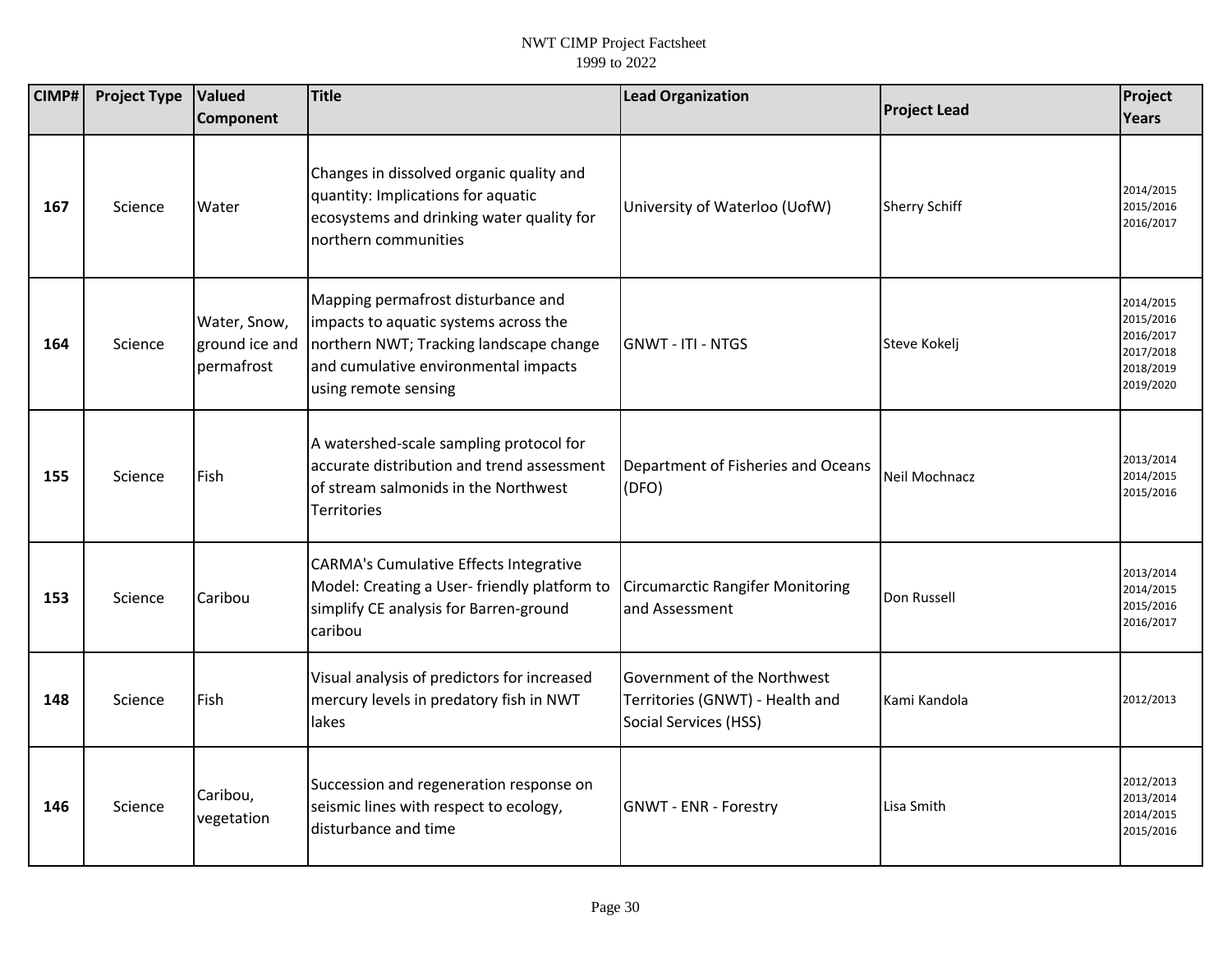| CIMP# | Project Type | Valued Component | Title | Lead Organization | Project Lead | Project Years |
|---|---|---|---|---|---|---|
| **167** | Science | Water | Changes in dissolved organic quality and quantity: Implications for aquatic ecosystems and drinking water quality for northern communities | University of Waterloo (UofW) | Sherry Schiff | 2014/2015 2015/2016 2016/2017 |
| **164** | Science | Water, Snow, ground ice and permafrost | Mapping permafrost disturbance and impacts to aquatic systems across the northern NWT; Tracking landscape change and cumulative environmental impacts using remote sensing | GNWT - ITI - NTGS | Steve Kokelj | 2014/2015 2015/2016 2016/2017 2017/2018 2018/2019 2019/2020 |
| **155** | Science | Fish | A watershed-scale sampling protocol for accurate distribution and trend assessment of stream salmonids in the Northwest Territories | Department of Fisheries and Oceans (DFO) | Neil Mochnacz | 2013/2014 2014/2015 2015/2016 |
| **153** | Science | Caribou | CARMA's Cumulative Effects Integrative Model: Creating a User- friendly platform to simplify CE analysis for Barren-ground caribou | Circumarctic Rangifer Monitoring and Assessment | Don Russell | 2013/2014 2014/2015 2015/2016 2016/2017 |
| **148** | Science | Fish | Visual analysis of predictors for increased mercury levels in predatory fish in NWT lakes | Government of the Northwest Territories (GNWT) - Health and Social Services (HSS) | Kami Kandola | 2012/2013 |
| **146** | Science | Caribou, vegetation | Succession and regeneration response on seismic lines with respect to ecology, disturbance and time | GNWT - ENR - Forestry | Lisa Smith | 2012/2013 2013/2014 2014/2015 2015/2016 |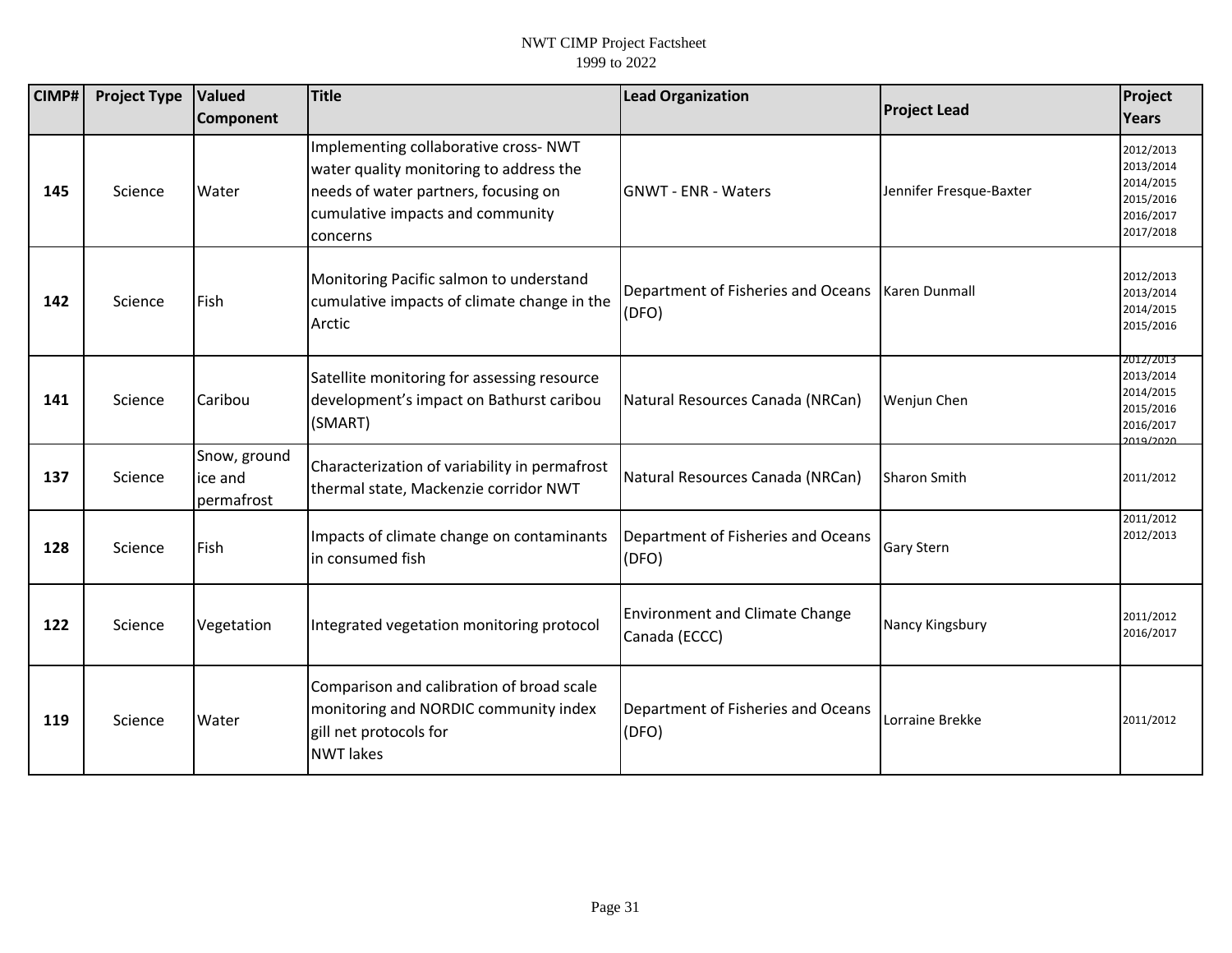| CIMP# | Project Type | Valued Component | Title | Lead Organization | Project Lead | Project Years |
|---|---|---|---|---|---|---|
| 145 | Science | Water | Implementing collaborative cross- NWT water quality monitoring to address the needs of water partners, focusing on cumulative impacts and community concerns | GNWT - ENR - Waters | Jennifer Fresque-Baxter | 2012/2013<br>2013/2014<br>2014/2015<br>2015/2016<br>2016/2017<br>2017/2018 |
| 142 | Science | Fish | Monitoring Pacific salmon to understand cumulative impacts of climate change in the Arctic | Department of Fisheries and Oceans (DFO) | Karen Dunmall | 2012/2013<br>2013/2014<br>2014/2015<br>2015/2016 |
| 141 | Science | Caribou | Satellite monitoring for assessing resource development's impact on Bathurst caribou (SMART) | Natural Resources Canada (NRCan) | Wenjun Chen | 2012/2013<br>2013/2014<br>2014/2015<br>2015/2016<br>2016/2017<br>2019/2020 |
| 137 | Science | Snow, ground ice and permafrost | Characterization of variability in permafrost thermal state, Mackenzie corridor NWT | Natural Resources Canada (NRCan) | Sharon Smith | 2011/2012 |
| 128 | Science | Fish | Impacts of climate change on contaminants in consumed fish | Department of Fisheries and Oceans (DFO) | Gary Stern | 2011/2012<br>2012/2013 |
| 122 | Science | Vegetation | Integrated vegetation monitoring protocol | Environment and Climate Change Canada (ECCC) | Nancy Kingsbury | 2011/2012<br>2016/2017 |
| 119 | Science | Water | Comparison and calibration of broad scale monitoring and NORDIC community index gill net protocols for NWT lakes | Department of Fisheries and Oceans (DFO) | Lorraine Brekke | 2011/2012 |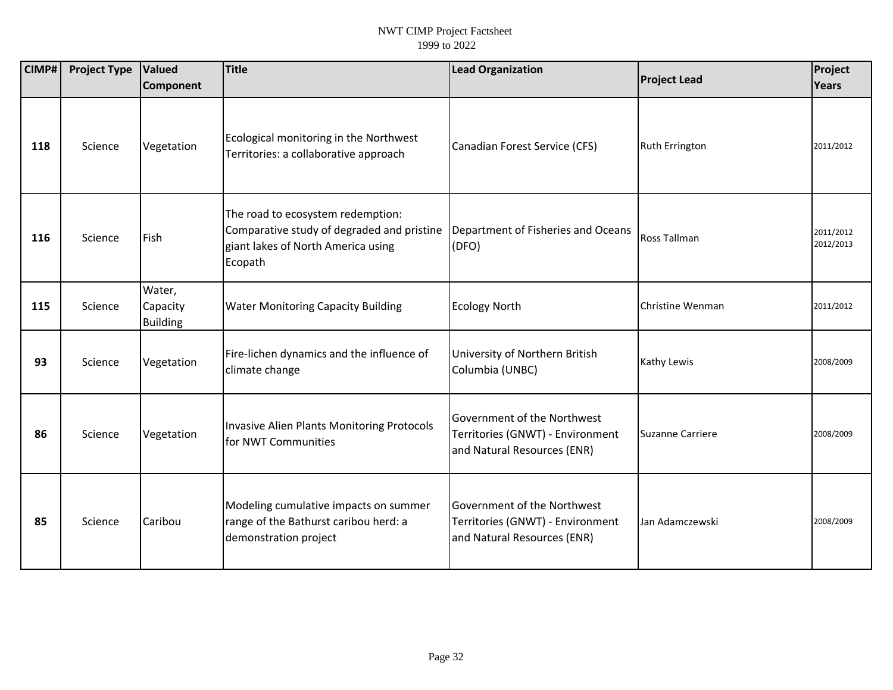| CIMP# | Project Type | Valued Component | Title | Lead Organization | Project Lead | Project Years |
|---|---|---|---|---|---|---|
| **118** | Science | Vegetation | Ecological monitoring in the Northwest Territories: a collaborative approach | Canadian Forest Service (CFS) | Ruth Errington | 2011/2012 |
| **116** | Science | Fish | The road to ecosystem redemption: Comparative study of degraded and pristine giant lakes of North America using Ecopath | Department of Fisheries and Oceans (DFO) | Ross Tallman | 2011/2012 2012/2013 |
| **115** | Science | Water, Capacity Building | Water Monitoring Capacity Building | Ecology North | Christine Wenman | 2011/2012 |
| **93** | Science | Vegetation | Fire-lichen dynamics and the influence of climate change | University of Northern British Columbia (UNBC) | Kathy Lewis | 2008/2009 |
| **86** | Science | Vegetation | Invasive Alien Plants Monitoring Protocols for NWT Communities | Government of the Northwest Territories (GNWT) - Environment and Natural Resources (ENR) | Suzanne Carriere | 2008/2009 |
| **85** | Science | Caribou | Modeling cumulative impacts on summer range of the Bathurst caribou herd: a demonstration project | Government of the Northwest Territories (GNWT) - Environment and Natural Resources (ENR) | Jan Adamczewski | 2008/2009 |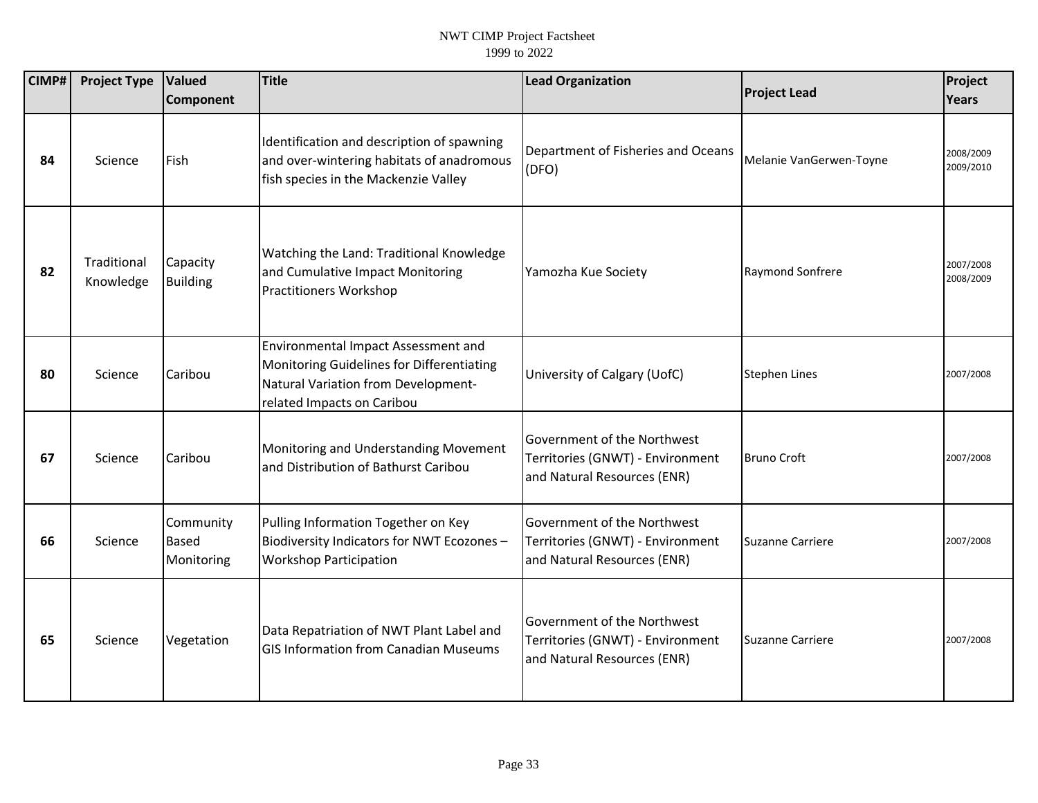| CIMP# | Project Type | Valued Component | Title | Lead Organization | Project Lead | Project Years |
|---|---|---|---|---|---|---|
| 84 | Science | Fish | Identification and description of spawning and over-wintering habitats of anadromous fish species in the Mackenzie Valley | Department of Fisheries and Oceans (DFO) | Melanie VanGerwen-Toyne | 2008/2009 2009/2010 |
| 82 | Traditional Knowledge | Capacity Building | Watching the Land: Traditional Knowledge and Cumulative Impact Monitoring Practitioners Workshop | Yamozha Kue Society | Raymond Sonfrere | 2007/2008 2008/2009 |
| 80 | Science | Caribou | Environmental Impact Assessment and Monitoring Guidelines for Differentiating Natural Variation from Development-related Impacts on Caribou | University of Calgary (UofC) | Stephen Lines | 2007/2008 |
| 67 | Science | Caribou | Monitoring and Understanding Movement and Distribution of Bathurst Caribou | Government of the Northwest Territories (GNWT) - Environment and Natural Resources (ENR) | Bruno Croft | 2007/2008 |
| 66 | Science | Community Based Monitoring | Pulling Information Together on Key Biodiversity Indicators for NWT Ecozones – Workshop Participation | Government of the Northwest Territories (GNWT) - Environment and Natural Resources (ENR) | Suzanne Carriere | 2007/2008 |
| 65 | Science | Vegetation | Data Repatriation of NWT Plant Label and GIS Information from Canadian Museums | Government of the Northwest Territories (GNWT) - Environment and Natural Resources (ENR) | Suzanne Carriere | 2007/2008 |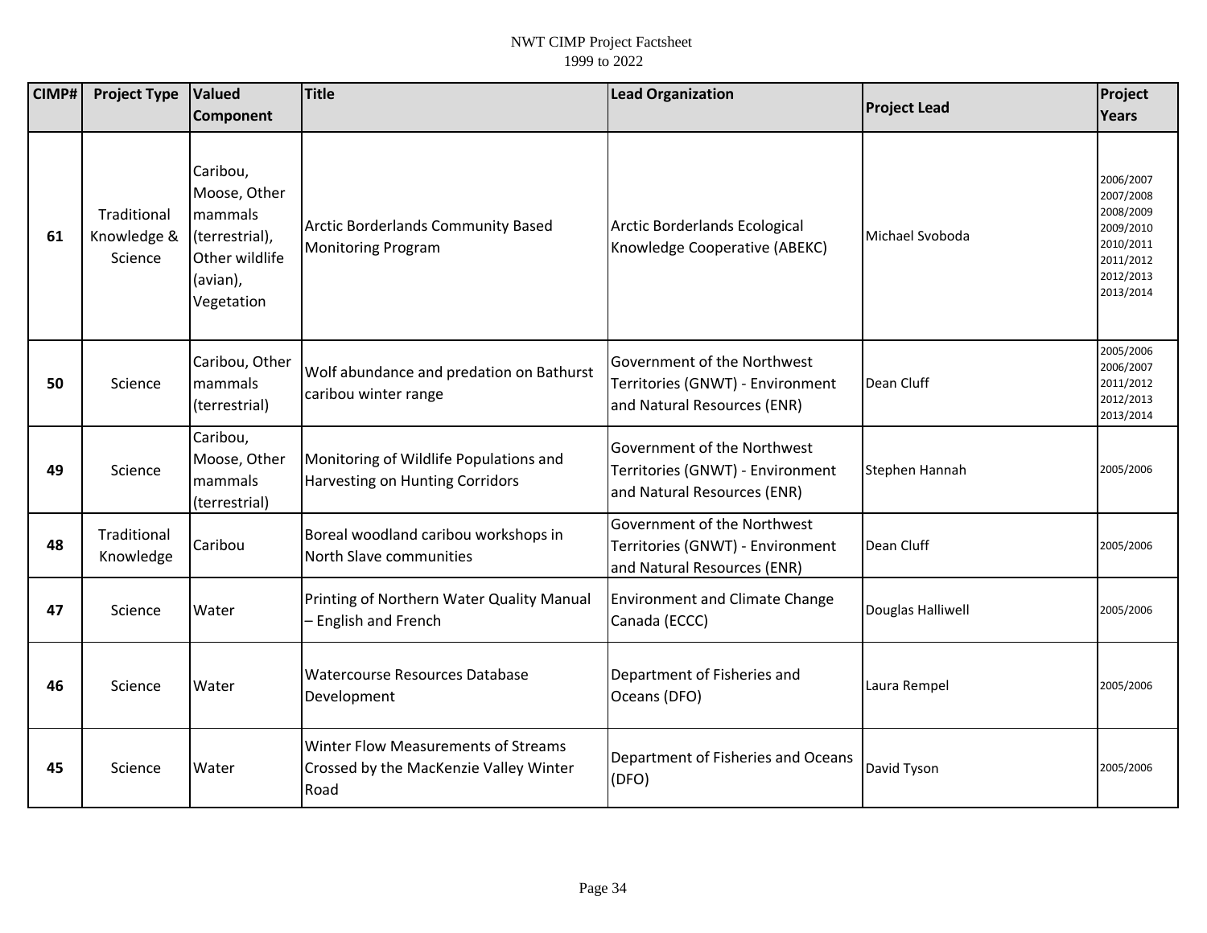| CIMP# | Project Type | Valued Component | Title | Lead Organization | Project Lead | Project Years |
|---|---|---|---|---|---|---|
| 61 | Traditional Knowledge & Science | Caribou, Moose, Other mammals (terrestrial), Other wildlife (avian), Vegetation | Arctic Borderlands Community Based Monitoring Program | Arctic Borderlands Ecological Knowledge Cooperative (ABEKC) | Michael Svoboda | 2006/2007 2007/2008 2008/2009 2009/2010 2010/2011 2011/2012 2012/2013 2013/2014 |
| 50 | Science | Caribou, Other mammals (terrestrial) | Wolf abundance and predation on Bathurst caribou winter range | Government of the Northwest Territories (GNWT) - Environment and Natural Resources (ENR) | Dean Cluff | 2005/2006 2006/2007 2011/2012 2012/2013 2013/2014 |
| 49 | Science | Caribou, Moose, Other mammals (terrestrial) | Monitoring of Wildlife Populations and Harvesting on Hunting Corridors | Government of the Northwest Territories (GNWT) - Environment and Natural Resources (ENR) | Stephen Hannah | 2005/2006 |
| 48 | Traditional Knowledge | Caribou | Boreal woodland caribou workshops in North Slave communities | Government of the Northwest Territories (GNWT) - Environment and Natural Resources (ENR) | Dean Cluff | 2005/2006 |
| 47 | Science | Water | Printing of Northern Water Quality Manual – English and French | Environment and Climate Change Canada (ECCC) | Douglas Halliwell | 2005/2006 |
| 46 | Science | Water | Watercourse Resources Database Development | Department of Fisheries and Oceans (DFO) | Laura Rempel | 2005/2006 |
| 45 | Science | Water | Winter Flow Measurements of Streams Crossed by the MacKenzie Valley Winter Road | Department of Fisheries and Oceans (DFO) | David Tyson | 2005/2006 |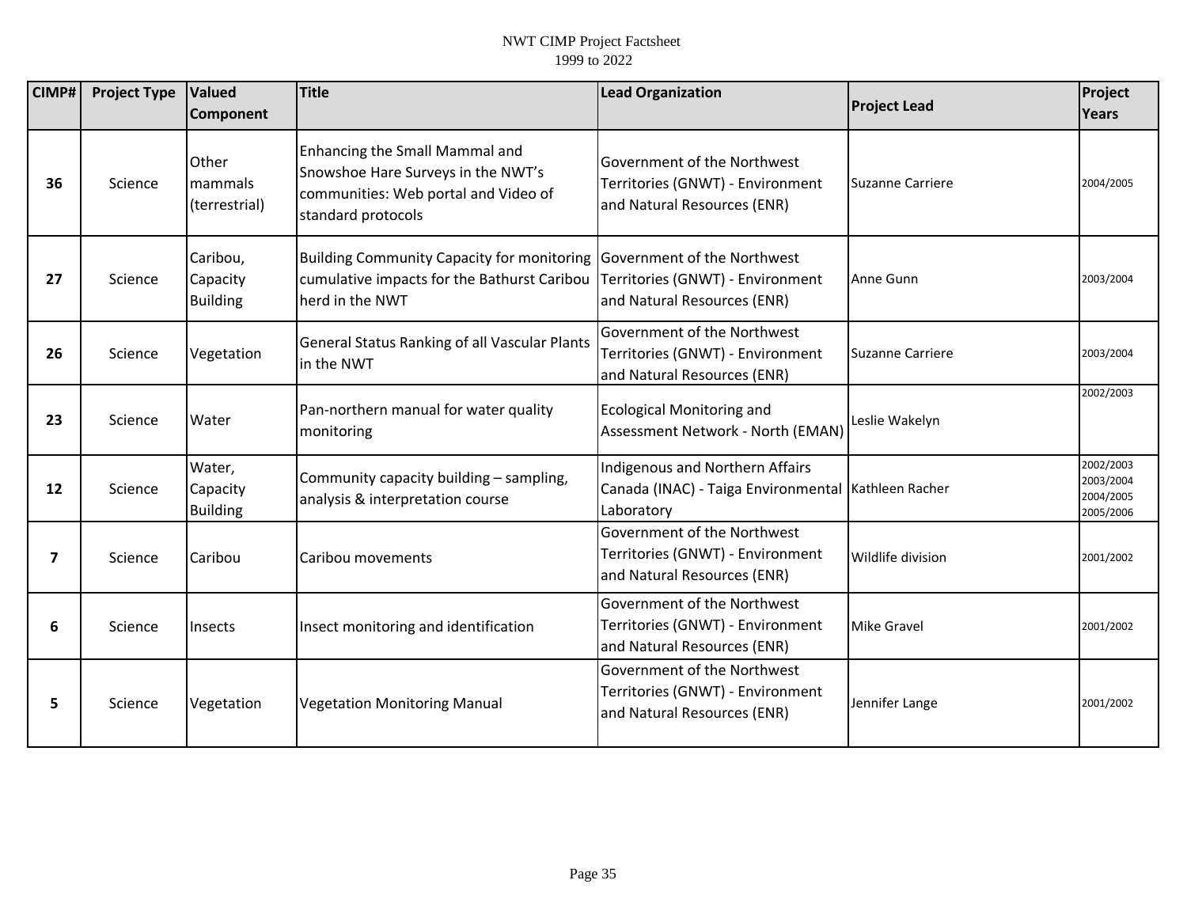| CIMP# | Project Type | Valued Component | Title | Lead Organization | Project Lead | Project Years |
|---|---|---|---|---|---|---|
| 36 | Science | Other mammals (terrestrial) | Enhancing the Small Mammal and Snowshoe Hare Surveys in the NWT's communities: Web portal and Video of standard protocols | Government of the Northwest Territories (GNWT) - Environment and Natural Resources (ENR) | Suzanne Carriere | 2004/2005 |
| 27 | Science | Caribou, Capacity Building | Building Community Capacity for monitoring cumulative impacts for the Bathurst Caribou herd in the NWT | Government of the Northwest Territories (GNWT) - Environment and Natural Resources (ENR) | Anne Gunn | 2003/2004 |
| 26 | Science | Vegetation | General Status Ranking of all Vascular Plants in the NWT | Government of the Northwest Territories (GNWT) - Environment and Natural Resources (ENR) | Suzanne Carriere | 2003/2004 |
| 23 | Science | Water | Pan-northern manual for water quality monitoring | Ecological Monitoring and Assessment Network - North (EMAN) | Leslie Wakelyn | 2002/2003 |
| 12 | Science | Water, Capacity Building | Community capacity building – sampling, analysis & interpretation course | Indigenous and Northern Affairs Canada (INAC) - Taiga Environmental Laboratory | Kathleen Racher | 2002/2003 2003/2004 2004/2005 2005/2006 |
| 7 | Science | Caribou | Caribou movements | Government of the Northwest Territories (GNWT) - Environment and Natural Resources (ENR) | Wildlife division | 2001/2002 |
| 6 | Science | Insects | Insect monitoring and identification | Government of the Northwest Territories (GNWT) - Environment and Natural Resources (ENR) | Mike Gravel | 2001/2002 |
| 5 | Science | Vegetation | Vegetation Monitoring Manual | Government of the Northwest Territories (GNWT) - Environment and Natural Resources (ENR) | Jennifer Lange | 2001/2002 |